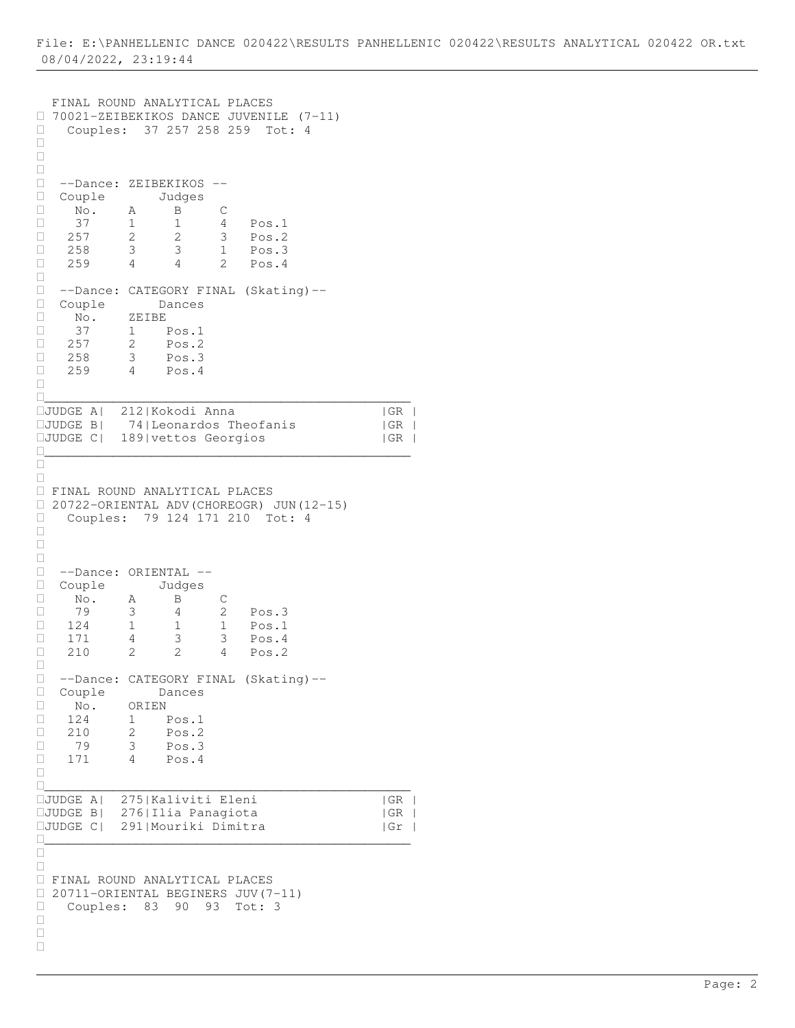FINAL ROUND ANALYTICAL PLACES

70021-ZEIBEKIKOS DANCE JUVENILE (7-11)

Couples: 37 257 258 259 Tot: 4

--Dance: ZEIBEKIKOS --

| Couple No. | A | B | C | |
|---|---|---|---|---|
| 37 | 1 | 1 | 4 | Pos.1 |
| 257 | 2 | 2 | 3 | Pos.2 |
| 258 | 3 | 3 | 1 | Pos.3 |
| 259 | 4 | 4 | 2 | Pos.4 |

--Dance: CATEGORY FINAL (Skating)--

| Couple No. | ZEIBE | |
|---|---|---|
| 37 | 1 | Pos.1 |
| 257 | 2 | Pos.2 |
| 258 | 3 | Pos.3 |
| 259 | 4 | Pos.4 |

| JUDGE | No. | Name | |
|---|---|---|---|
| JUDGE A | 212 | Kokodi Anna | GR |
| JUDGE B | 74 | Leonardos Theofanis | GR |
| JUDGE C | 189 | vettos Georgios | GR |

FINAL ROUND ANALYTICAL PLACES

20722-ORIENTAL ADV(CHOREOGR) JUN(12-15)

Couples: 79 124 171 210 Tot: 4

--Dance: ORIENTAL --

| Couple No. | A | B | C | |
|---|---|---|---|---|
| 79 | 3 | 4 | 2 | Pos.3 |
| 124 | 1 | 1 | 1 | Pos.1 |
| 171 | 4 | 3 | 3 | Pos.4 |
| 210 | 2 | 2 | 4 | Pos.2 |

--Dance: CATEGORY FINAL (Skating)--

| Couple No. | ORIEN | |
|---|---|---|
| 124 | 1 | Pos.1 |
| 210 | 2 | Pos.2 |
| 79 | 3 | Pos.3 |
| 171 | 4 | Pos.4 |

| JUDGE | No. | Name | |
|---|---|---|---|
| JUDGE A | 275 | Kaliviti Eleni | GR |
| JUDGE B | 276 | Ilia Panagiota | GR |
| JUDGE C | 291 | Mouriki Dimitra | Gr |

FINAL ROUND ANALYTICAL PLACES

20711-ORIENTAL BEGINERS JUV(7-11)

Couples: 83 90 93 Tot: 3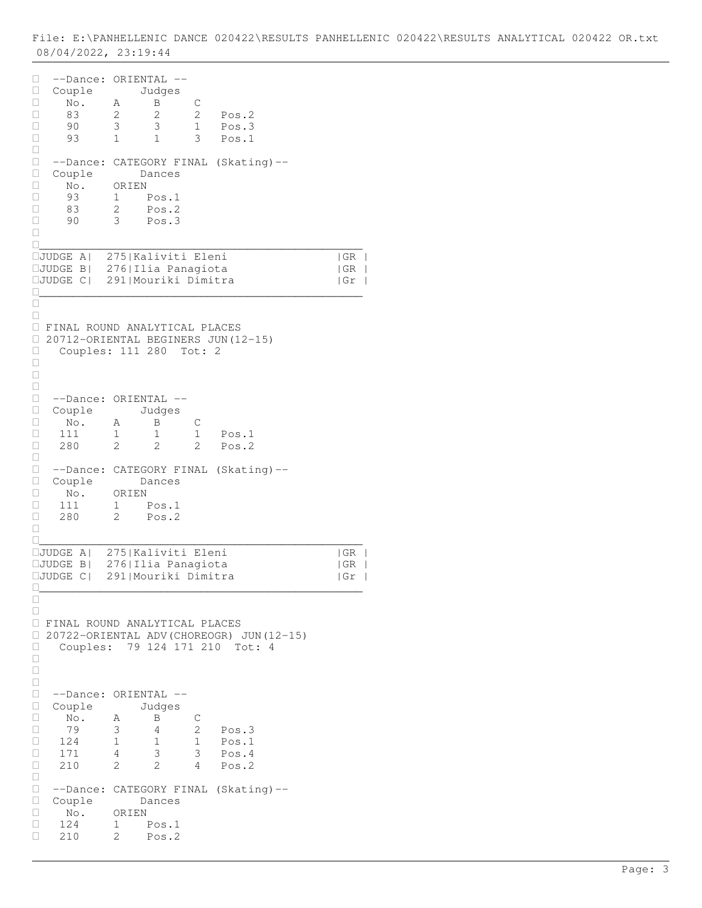File: E:\PANHELLENIC DANCE 020422\RESULTS PANHELLENIC 020422\RESULTS ANALYTICAL 020422 OR.txt
08/04/2022, 23:19:44

--Dance: ORIENTAL --

| Couple No. | Judges A | B | C | |
|---|---|---|---|---|
| 83 | 2 | 2 | 2 | Pos.2 |
| 90 | 3 | 3 | 1 | Pos.3 |
| 93 | 1 | 1 | 3 | Pos.1 |

--Dance: CATEGORY FINAL (Skating)--

| Couple No. | Dances ORIEN | |
|---|---|---|
| 93 | 1 | Pos.1 |
| 83 | 2 | Pos.2 |
| 90 | 3 | Pos.3 |

| | | | |
|---|---|---|---|
| JUDGE A | 275 | Kaliviti Eleni | GR |
| JUDGE B | 276 | Ilia Panagiota | GR |
| JUDGE C | 291 | Mouriki Dimitra | Gr |

FINAL ROUND ANALYTICAL PLACES
20712-ORIENTAL BEGINERS JUN(12-15)
Couples: 111 280 Tot: 2

--Dance: ORIENTAL --

| Couple No. | Judges A | B | C | |
|---|---|---|---|---|
| 111 | 1 | 1 | 1 | Pos.1 |
| 280 | 2 | 2 | 2 | Pos.2 |

--Dance: CATEGORY FINAL (Skating)--

| Couple No. | Dances ORIEN | |
|---|---|---|
| 111 | 1 | Pos.1 |
| 280 | 2 | Pos.2 |

| | | | |
|---|---|---|---|
| JUDGE A | 275 | Kaliviti Eleni | GR |
| JUDGE B | 276 | Ilia Panagiota | GR |
| JUDGE C | 291 | Mouriki Dimitra | Gr |

FINAL ROUND ANALYTICAL PLACES
20722-ORIENTAL ADV(CHOREOGR) JUN(12-15)
Couples: 79 124 171 210 Tot: 4

--Dance: ORIENTAL --

| Couple No. | Judges A | B | C | |
|---|---|---|---|---|
| 79 | 3 | 4 | 2 | Pos.3 |
| 124 | 1 | 1 | 1 | Pos.1 |
| 171 | 4 | 3 | 3 | Pos.4 |
| 210 | 2 | 2 | 4 | Pos.2 |

--Dance: CATEGORY FINAL (Skating)--

| Couple No. | Dances ORIEN | |
|---|---|---|
| 124 | 1 | Pos.1 |
| 210 | 2 | Pos.2 |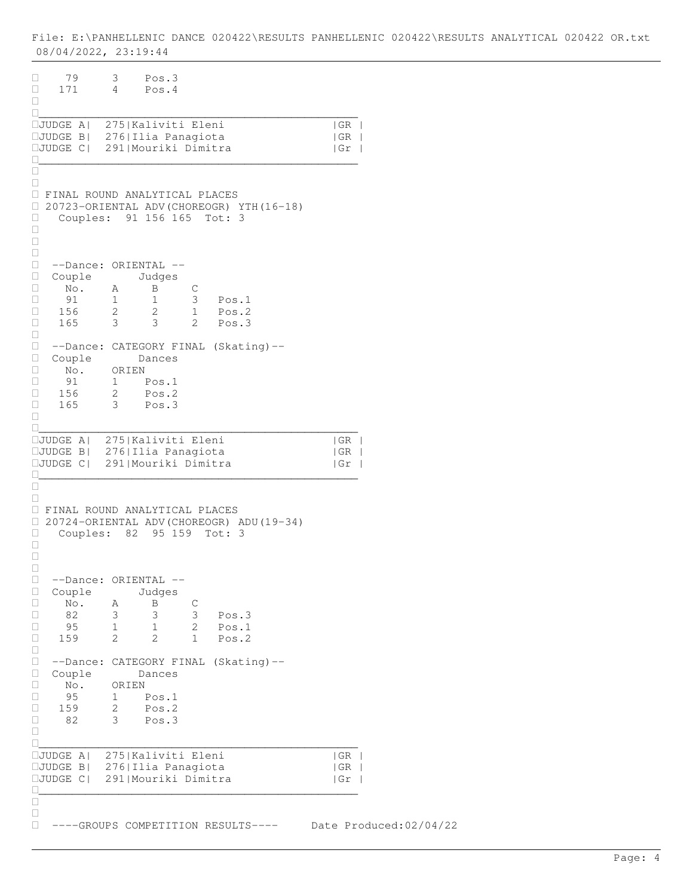| | | |
|---|---|---|
| 79 | 3 | Pos.3 |
| 171 | 4 | Pos.4 |

| | | | |
|---|---|---|---|
| JUDGE A | 275 | Kaliviti Eleni | GR |
| JUDGE B | 276 | Ilia Panagiota | GR |
| JUDGE C | 291 | Mouriki Dimitra | Gr |

FINAL ROUND ANALYTICAL PLACES
20723-ORIENTAL ADV(CHOREOGR) YTH(16-18)
Couples: 91 156 165 Tot: 3

--Dance: ORIENTAL --

| Couple No. | Judges A | B | C | |
|---|---|---|---|---|
| 91 | 1 | 1 | 3 | Pos.1 |
| 156 | 2 | 2 | 1 | Pos.2 |
| 165 | 3 | 3 | 2 | Pos.3 |

--Dance: CATEGORY FINAL (Skating)--

| Couple No. | Dances ORIEN | |
|---|---|---|
| 91 | 1 | Pos.1 |
| 156 | 2 | Pos.2 |
| 165 | 3 | Pos.3 |

| | | | |
|---|---|---|---|
| JUDGE A | 275 | Kaliviti Eleni | GR |
| JUDGE B | 276 | Ilia Panagiota | GR |
| JUDGE C | 291 | Mouriki Dimitra | Gr |

FINAL ROUND ANALYTICAL PLACES
20724-ORIENTAL ADV(CHOREOGR) ADU(19-34)
Couples: 82 95 159 Tot: 3

--Dance: ORIENTAL --

| Couple No. | Judges A | B | C | |
|---|---|---|---|---|
| 82 | 3 | 3 | 3 | Pos.3 |
| 95 | 1 | 1 | 2 | Pos.1 |
| 159 | 2 | 2 | 1 | Pos.2 |

--Dance: CATEGORY FINAL (Skating)--

| Couple No. | Dances ORIEN | |
|---|---|---|
| 95 | 1 | Pos.1 |
| 159 | 2 | Pos.2 |
| 82 | 3 | Pos.3 |

| | | | |
|---|---|---|---|
| JUDGE A | 275 | Kaliviti Eleni | GR |
| JUDGE B | 276 | Ilia Panagiota | GR |
| JUDGE C | 291 | Mouriki Dimitra | Gr |

----GROUPS COMPETITION RESULTS---- Date Produced:02/04/22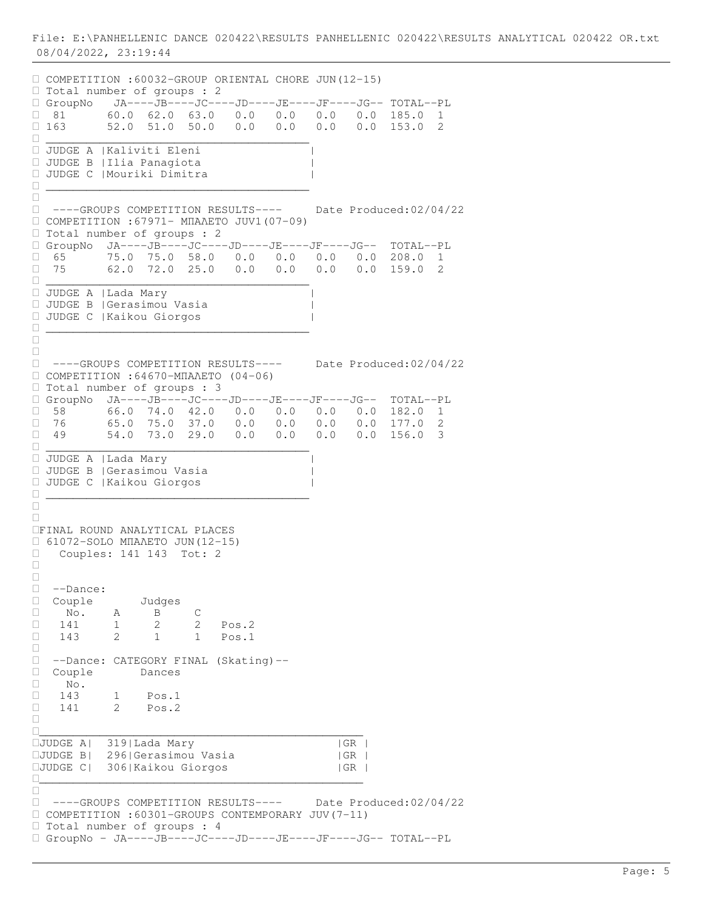COMPETITION :60032-GROUP ORIENTAL CHORE JUN(12-15)
Total number of groups : 2

| GroupNo | JA | JB | JC | JD | JE | JF | JG | TOTAL | PL |
|---|---|---|---|---|---|---|---|---|---|
| 81 | 60.0 | 62.0 | 63.0 | 0.0 | 0.0 | 0.0 | 0.0 | 185.0 | 1 |
| 163 | 52.0 | 51.0 | 50.0 | 0.0 | 0.0 | 0.0 | 0.0 | 153.0 | 2 |

| JUDGE | Name |
|---|---|
| JUDGE A | Kaliviti Eleni |
| JUDGE B | Ilia Panagiota |
| JUDGE C | Mouriki Dimitra |

----GROUPS COMPETITION RESULTS---- Date Produced:02/04/22

COMPETITION :67971- ΜΠΑΛΕΤΟ JUV1(07-09)
Total number of groups : 2

| GroupNo | JA | JB | JC | JD | JE | JF | JG | TOTAL | PL |
|---|---|---|---|---|---|---|---|---|---|
| 65 | 75.0 | 75.0 | 58.0 | 0.0 | 0.0 | 0.0 | 0.0 | 208.0 | 1 |
| 75 | 62.0 | 72.0 | 25.0 | 0.0 | 0.0 | 0.0 | 0.0 | 159.0 | 2 |

| JUDGE | Name |
|---|---|
| JUDGE A | Lada Mary |
| JUDGE B | Gerasimou Vasia |
| JUDGE C | Kaikou Giorgos |

----GROUPS COMPETITION RESULTS---- Date Produced:02/04/22

COMPETITION :64670-ΜΠΑΛΕΤΟ (04-06)
Total number of groups : 3

| GroupNo | JA | JB | JC | JD | JE | JF | JG | TOTAL | PL |
|---|---|---|---|---|---|---|---|---|---|
| 58 | 66.0 | 74.0 | 42.0 | 0.0 | 0.0 | 0.0 | 0.0 | 182.0 | 1 |
| 76 | 65.0 | 75.0 | 37.0 | 0.0 | 0.0 | 0.0 | 0.0 | 177.0 | 2 |
| 49 | 54.0 | 73.0 | 29.0 | 0.0 | 0.0 | 0.0 | 0.0 | 156.0 | 3 |

| JUDGE | Name |
|---|---|
| JUDGE A | Lada Mary |
| JUDGE B | Gerasimou Vasia |
| JUDGE C | Kaikou Giorgos |

FINAL ROUND ANALYTICAL PLACES

61072-SOLO ΜΠΑΛΕΤΟ JUN(12-15)
Couples: 141 143 Tot: 2

--Dance:

| Couple No. | A | B | C | |
|---|---|---|---|---|
| 141 | 1 | 2 | 2 | Pos.2 |
| 143 | 2 | 1 | 1 | Pos.1 |

--Dance: CATEGORY FINAL (Skating)--

| Couple No. | Dances | |
|---|---|---|
| 143 | 1 | Pos.1 |
| 141 | 2 | Pos.2 |

| JUDGE | No. | Name | |
|---|---|---|---|
| JUDGE A | 319 | Lada Mary | GR |
| JUDGE B | 296 | Gerasimou Vasia | GR |
| JUDGE C | 306 | Kaikou Giorgos | GR |

----GROUPS COMPETITION RESULTS---- Date Produced:02/04/22

COMPETITION :60301-GROUPS CONTEMPORARY JUV(7-11)
Total number of groups : 4

GroupNo - JA----JB----JC----JD----JE----JF----JG-- TOTAL--PL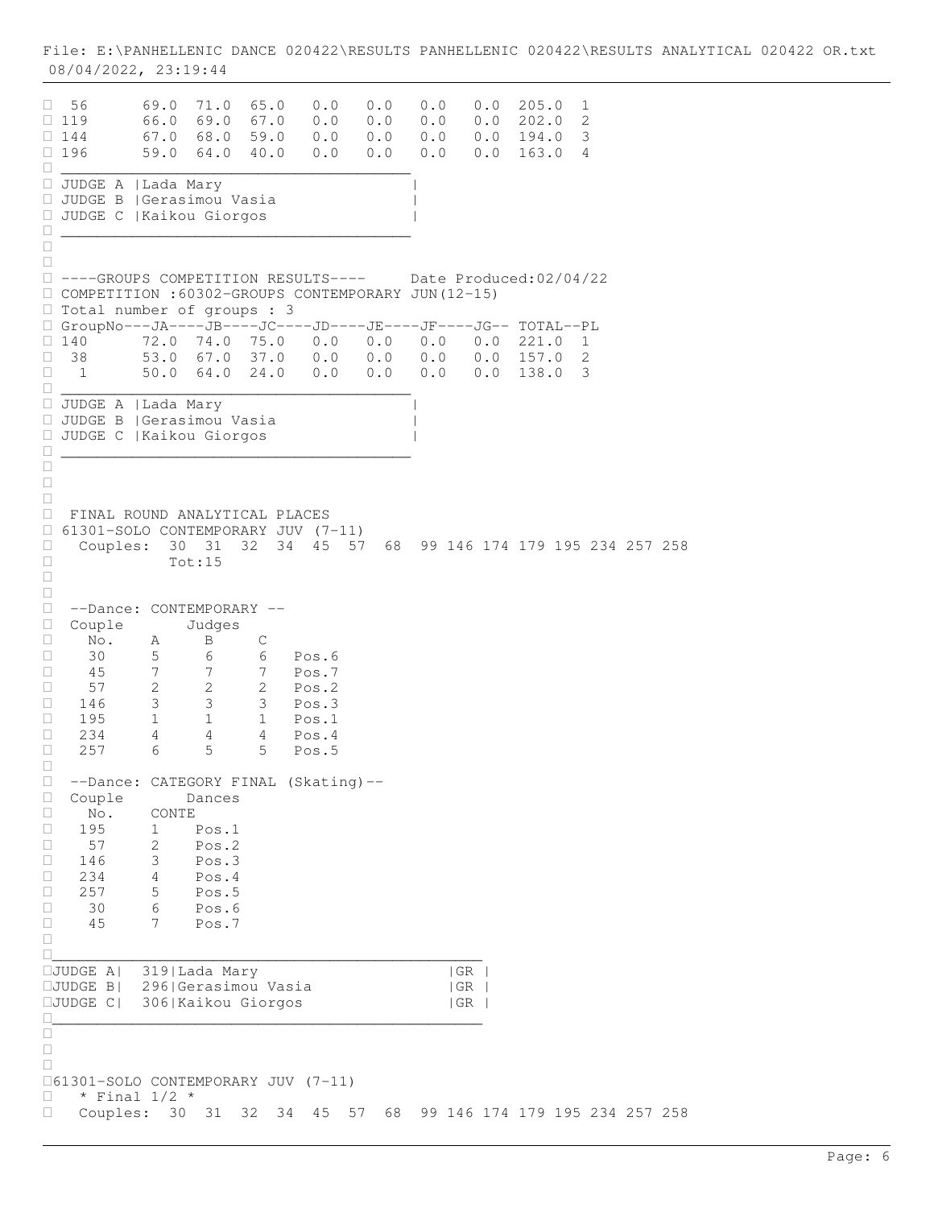| GroupNo | JA | JB | JC | JD | JE | JF | JG | TOTAL | PL |
|---|---|---|---|---|---|---|---|---|---|
| 56 | 69.0 | 71.0 | 65.0 | 0.0 | 0.0 | 0.0 | 0.0 | 205.0 | 1 |
| 119 | 66.0 | 69.0 | 67.0 | 0.0 | 0.0 | 0.0 | 0.0 | 202.0 | 2 |
| 144 | 67.0 | 68.0 | 59.0 | 0.0 | 0.0 | 0.0 | 0.0 | 194.0 | 3 |
| 196 | 59.0 | 64.0 | 40.0 | 0.0 | 0.0 | 0.0 | 0.0 | 163.0 | 4 |

JUDGE A |Lada Mary
JUDGE B |Gerasimou Vasia
JUDGE C |Kaikou Giorgos

----GROUPS COMPETITION RESULTS---- Date Produced:02/04/22

COMPETITION :60302-GROUPS CONTEMPORARY JUN(12-15)

Total number of groups : 3

| GroupNo | JA | JB | JC | JD | JE | JF | JG | TOTAL | PL |
|---|---|---|---|---|---|---|---|---|---|
| 140 | 72.0 | 74.0 | 75.0 | 0.0 | 0.0 | 0.0 | 0.0 | 221.0 | 1 |
| 38 | 53.0 | 67.0 | 37.0 | 0.0 | 0.0 | 0.0 | 0.0 | 157.0 | 2 |
| 1 | 50.0 | 64.0 | 24.0 | 0.0 | 0.0 | 0.0 | 0.0 | 138.0 | 3 |

JUDGE A |Lada Mary
JUDGE B |Gerasimou Vasia
JUDGE C |Kaikou Giorgos

FINAL ROUND ANALYTICAL PLACES

61301-SOLO CONTEMPORARY JUV (7-11)

Couples: 30 31 32 34 45 57 68 99 146 174 179 195 234 257 258
Tot:15

--Dance: CONTEMPORARY --

| Couple No. | A | B | C | |
|---|---|---|---|---|
| 30 | 5 | 6 | 6 | Pos.6 |
| 45 | 7 | 7 | 7 | Pos.7 |
| 57 | 2 | 2 | 2 | Pos.2 |
| 146 | 3 | 3 | 3 | Pos.3 |
| 195 | 1 | 1 | 1 | Pos.1 |
| 234 | 4 | 4 | 4 | Pos.4 |
| 257 | 6 | 5 | 5 | Pos.5 |

--Dance: CATEGORY FINAL (Skating)--

| Couple No. | CONTE | |
|---|---|---|
| 195 | 1 | Pos.1 |
| 57 | 2 | Pos.2 |
| 146 | 3 | Pos.3 |
| 234 | 4 | Pos.4 |
| 257 | 5 | Pos.5 |
| 30 | 6 | Pos.6 |
| 45 | 7 | Pos.7 |

| | | | |
|---|---|---|---|
| JUDGE A | 319 | Lada Mary | GR |
| JUDGE B | 296 | Gerasimou Vasia | GR |
| JUDGE C | 306 | Kaikou Giorgos | GR |

61301-SOLO CONTEMPORARY JUV (7-11)

* Final 1/2 *

Couples: 30 31 32 34 45 57 68 99 146 174 179 195 234 257 258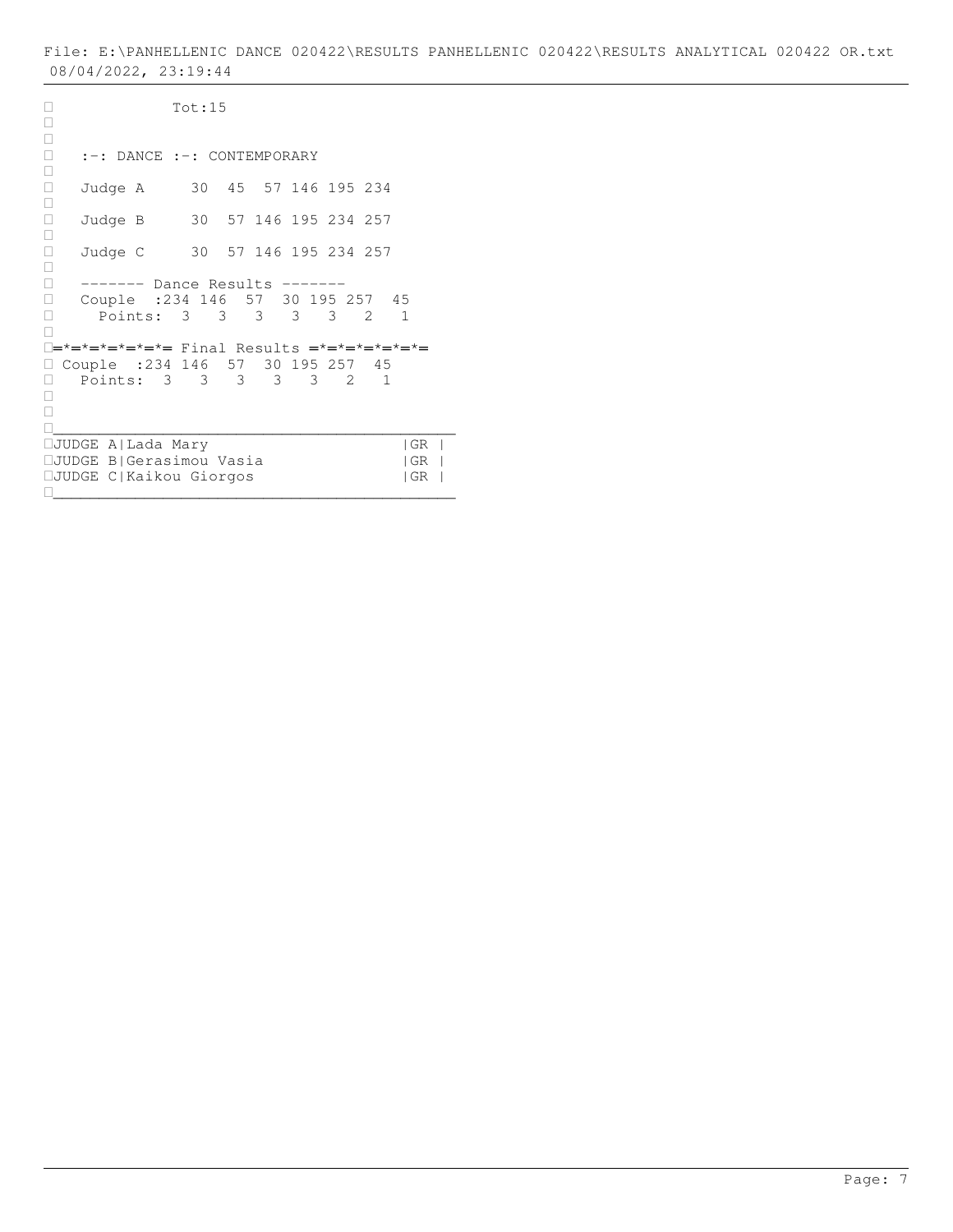Tot:15

:-: DANCE :-: CONTEMPORARY

| | | | | | | |
|---|---|---|---|---|---|---|
| Judge A | 30 | 45 | 57 | 146 | 195 | 234 |
| Judge B | 30 | 57 | 146 | 195 | 234 | 257 |
| Judge C | 30 | 57 | 146 | 195 | 234 | 257 |

------- Dance Results -------

| Couple | 234 | 146 | 57 | 30 | 195 | 257 | 45 |
|---|---|---|---|---|---|---|---|
| Points: | 3 | 3 | 3 | 3 | 3 | 2 | 1 |

=*=*=*=*=*=*= Final Results =*=*=*=*=*=*=

| Couple | 234 | 146 | 57 | 30 | 195 | 257 | 45 |
|---|---|---|---|---|---|---|---|
| Points: | 3 | 3 | 3 | 3 | 3 | 2 | 1 |

| JUDGE | Name | Country |
|---|---|---|
| JUDGE A | Lada Mary | GR |
| JUDGE B | Gerasimou Vasia | GR |
| JUDGE C | Kaikou Giorgos | GR |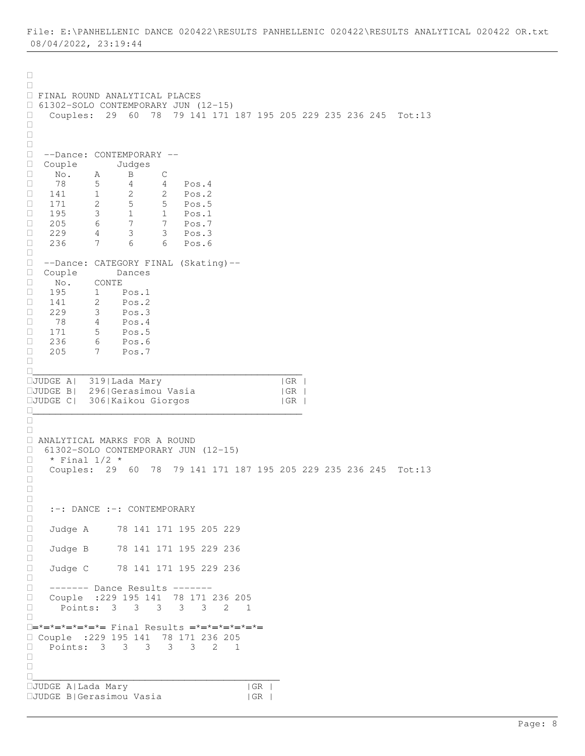File: E:\PANHELLENIC DANCE 020422\RESULTS PANHELLENIC 020422\RESULTS ANALYTICAL 020422 OR.txt
08/04/2022, 23:19:44

FINAL ROUND ANALYTICAL PLACES

61302-SOLO CONTEMPORARY JUN (12-15)

Couples: 29 60 78 79 141 171 187 195 205 229 235 236 245 Tot:13

--Dance: CONTEMPORARY --

| Couple No. | Judges A | B | C | |
|---|---|---|---|---|
| 78 | 5 | 4 | 4 | Pos.4 |
| 141 | 1 | 2 | 2 | Pos.2 |
| 171 | 2 | 5 | 5 | Pos.5 |
| 195 | 3 | 1 | 1 | Pos.1 |
| 205 | 6 | 7 | 7 | Pos.7 |
| 229 | 4 | 3 | 3 | Pos.3 |
| 236 | 7 | 6 | 6 | Pos.6 |

--Dance: CATEGORY FINAL (Skating)--

| Couple No. | Dances CONTE | |
|---|---|---|
| 195 | 1 | Pos.1 |
| 141 | 2 | Pos.2 |
| 229 | 3 | Pos.3 |
| 78 | 4 | Pos.4 |
| 171 | 5 | Pos.5 |
| 236 | 6 | Pos.6 |
| 205 | 7 | Pos.7 |

| | | | |
|---|---|---|---|
| JUDGE A | 319 | Lada Mary | GR |
| JUDGE B | 296 | Gerasimou Vasia | GR |
| JUDGE C | 306 | Kaikou Giorgos | GR |

ANALYTICAL MARKS FOR A ROUND

61302-SOLO CONTEMPORARY JUN (12-15)

\* Final 1/2 \*

Couples: 29 60 78 79 141 171 187 195 205 229 235 236 245 Tot:13

:-: DANCE :-: CONTEMPORARY

Judge A 78 141 171 195 205 229

Judge B 78 141 171 195 229 236

Judge C 78 141 171 195 229 236

------- Dance Results -------

| Couple | 229 | 195 | 141 | 78 | 171 | 236 | 205 |
|---|---|---|---|---|---|---|---|
| Points: | 3 | 3 | 3 | 3 | 3 | 2 | 1 |

=\*=\*=\*=\*=\*=\*= Final Results =\*=\*=\*=\*=\*=\*=

| Couple | 229 | 195 | 141 | 78 | 171 | 236 | 205 |
|---|---|---|---|---|---|---|---|
| Points: | 3 | 3 | 3 | 3 | 3 | 2 | 1 |

| | | |
|---|---|---|
| JUDGE A | Lada Mary | GR |
| JUDGE B | Gerasimou Vasia | GR |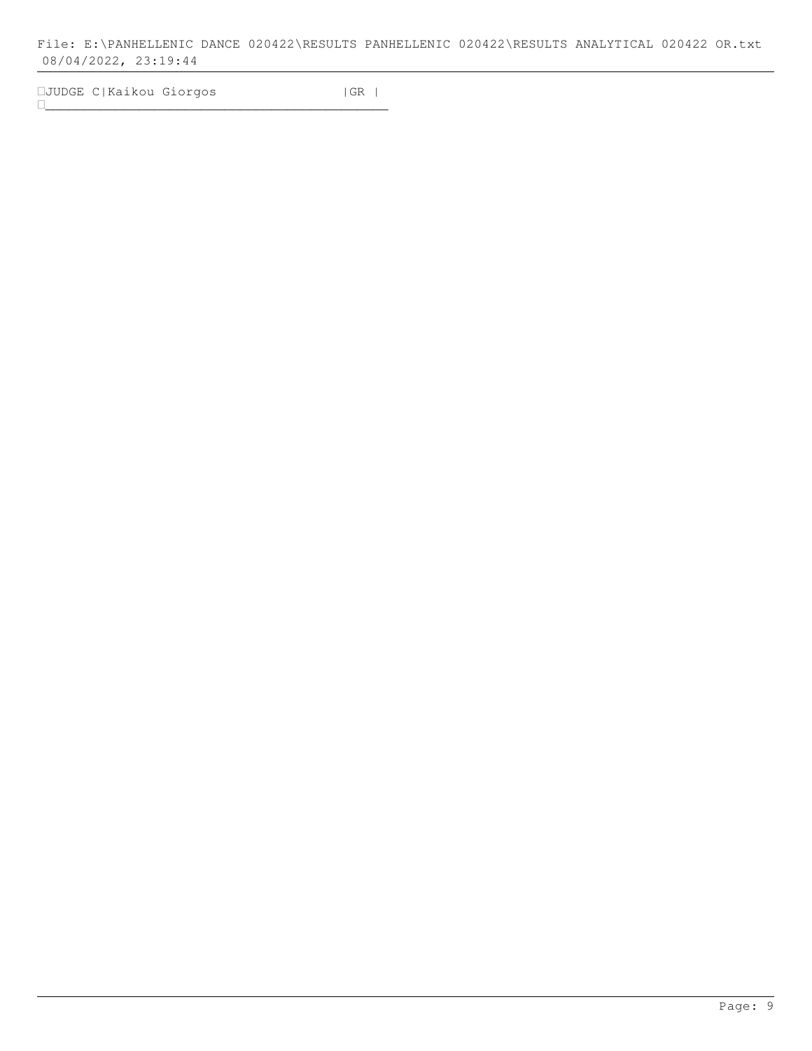```
JUDGE C|Kaikou Giorgos                |GR |
____________________________________________
```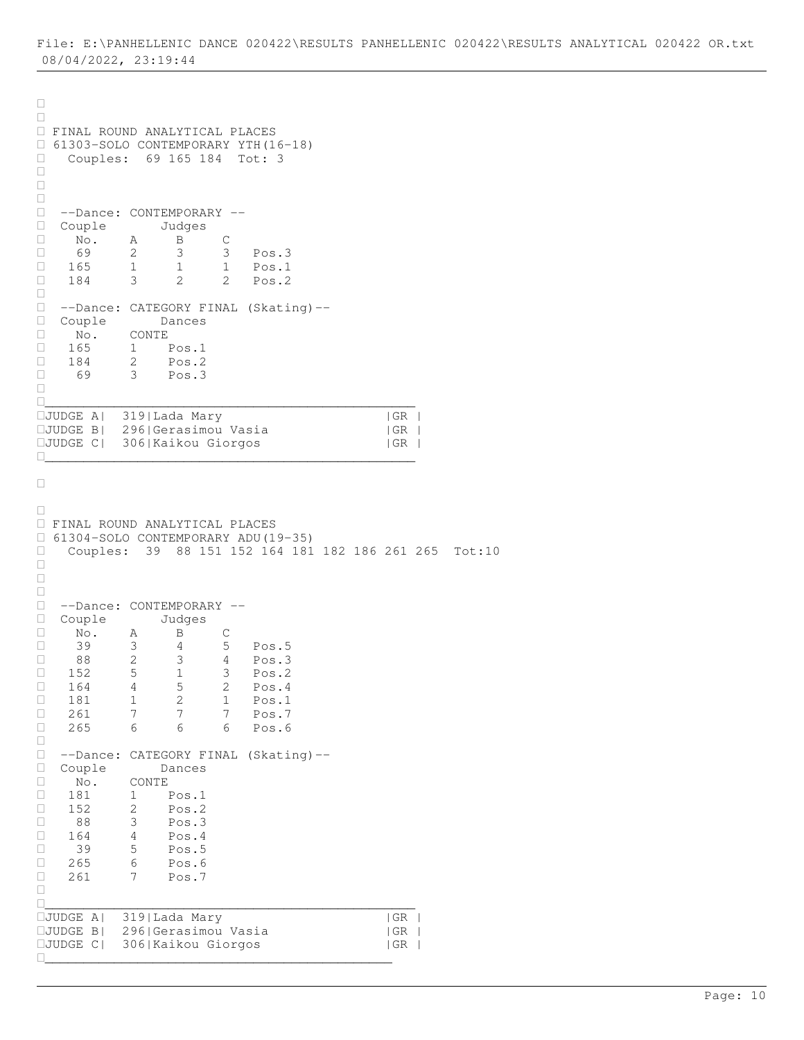## FINAL ROUND ANALYTICAL PLACES

### 61303-SOLO CONTEMPORARY YTH(16-18)

Couples: 69 165 184 Tot: 3

--Dance: CONTEMPORARY --

| Couple No. | Judges A | B | C | |
|---|---|---|---|---|
| 69 | 2 | 3 | 3 | Pos.3 |
| 165 | 1 | 1 | 1 | Pos.1 |
| 184 | 3 | 2 | 2 | Pos.2 |

--Dance: CATEGORY FINAL (Skating)--

| Couple No. | Dances CONTE | |
|---|---|---|
| 165 | 1 | Pos.1 |
| 184 | 2 | Pos.2 |
| 69 | 3 | Pos.3 |

| | | | |
|---|---|---|---|
| JUDGE A | 319 | Lada Mary | GR |
| JUDGE B | 296 | Gerasimou Vasia | GR |
| JUDGE C | 306 | Kaikou Giorgos | GR |

## FINAL ROUND ANALYTICAL PLACES

### 61304-SOLO CONTEMPORARY ADU(19-35)

Couples: 39 88 151 152 164 181 182 186 261 265 Tot:10

--Dance: CONTEMPORARY --

| Couple No. | Judges A | B | C | |
|---|---|---|---|---|
| 39 | 3 | 4 | 5 | Pos.5 |
| 88 | 2 | 3 | 4 | Pos.3 |
| 152 | 5 | 1 | 3 | Pos.2 |
| 164 | 4 | 5 | 2 | Pos.4 |
| 181 | 1 | 2 | 1 | Pos.1 |
| 261 | 7 | 7 | 7 | Pos.7 |
| 265 | 6 | 6 | 6 | Pos.6 |

--Dance: CATEGORY FINAL (Skating)--

| Couple No. | Dances CONTE | |
|---|---|---|
| 181 | 1 | Pos.1 |
| 152 | 2 | Pos.2 |
| 88 | 3 | Pos.3 |
| 164 | 4 | Pos.4 |
| 39 | 5 | Pos.5 |
| 265 | 6 | Pos.6 |
| 261 | 7 | Pos.7 |

| | | | |
|---|---|---|---|
| JUDGE A | 319 | Lada Mary | GR |
| JUDGE B | 296 | Gerasimou Vasia | GR |
| JUDGE C | 306 | Kaikou Giorgos | GR |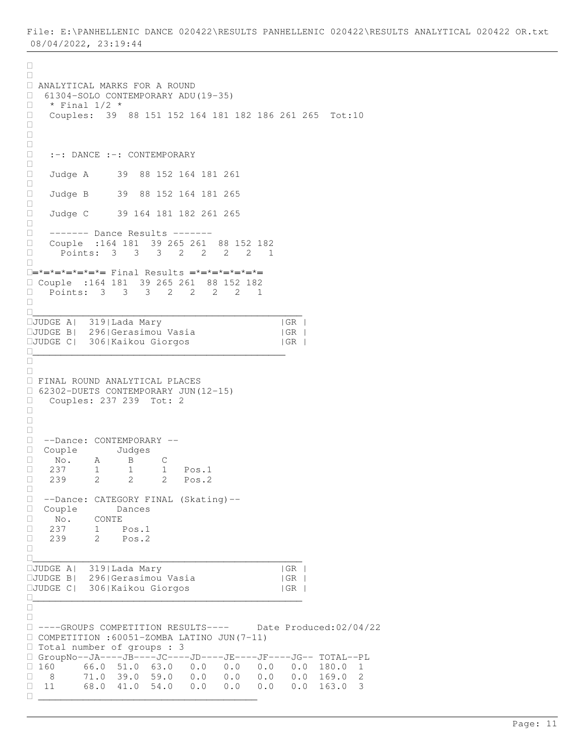ANALYTICAL MARKS FOR A ROUND

61304-SOLO CONTEMPORARY ADU(19-35)

\* Final 1/2 \*

Couples: 39 88 151 152 164 181 182 186 261 265 Tot:10

:-: DANCE :-: CONTEMPORARY

| Judge | Marks |
|---|---|
| Judge A | 39 88 152 164 181 261 |
| Judge B | 39 88 152 164 181 265 |
| Judge C | 39 164 181 182 261 265 |

------- Dance Results -------

| Couple | 164 | 181 | 39 | 265 | 261 | 88 | 152 | 182 |
|---|---|---|---|---|---|---|---|---|
| Points | 3 | 3 | 3 | 2 | 2 | 2 | 2 | 1 |

=*=*=*=*=*= Final Results =*=*=*=*=*=

| Couple | 164 | 181 | 39 | 265 | 261 | 88 | 152 | 182 |
|---|---|---|---|---|---|---|---|---|
| Points | 3 | 3 | 3 | 2 | 2 | 2 | 2 | 1 |

| Judge | No. | Name | Country |
|---|---|---|---|
| JUDGE A | 319 | Lada Mary | GR |
| JUDGE B | 296 | Gerasimou Vasia | GR |
| JUDGE C | 306 | Kaikou Giorgos | GR |

FINAL ROUND ANALYTICAL PLACES

62302-DUETS CONTEMPORARY JUN(12-15)

Couples: 237 239 Tot: 2

--Dance: CONTEMPORARY --

| Couple No. | A | B | C | |
|---|---|---|---|---|
| 237 | 1 | 1 | 1 | Pos.1 |
| 239 | 2 | 2 | 2 | Pos.2 |

--Dance: CATEGORY FINAL (Skating)--

| Couple No. | CONTE | |
|---|---|---|
| 237 | 1 | Pos.1 |
| 239 | 2 | Pos.2 |

| Judge | No. | Name | Country |
|---|---|---|---|
| JUDGE A | 319 | Lada Mary | GR |
| JUDGE B | 296 | Gerasimou Vasia | GR |
| JUDGE C | 306 | Kaikou Giorgos | GR |

----GROUPS COMPETITION RESULTS---- Date Produced:02/04/22

COMPETITION :60051-ZOMBA LATINO JUN(7-11)

Total number of groups : 3

| GroupNo | JA | JB | JC | JD | JE | JF | JG | TOTAL | PL |
|---|---|---|---|---|---|---|---|---|---|
| 160 | 66.0 | 51.0 | 63.0 | 0.0 | 0.0 | 0.0 | 0.0 | 180.0 | 1 |
| 8 | 71.0 | 39.0 | 59.0 | 0.0 | 0.0 | 0.0 | 0.0 | 169.0 | 2 |
| 11 | 68.0 | 41.0 | 54.0 | 0.0 | 0.0 | 0.0 | 0.0 | 163.0 | 3 |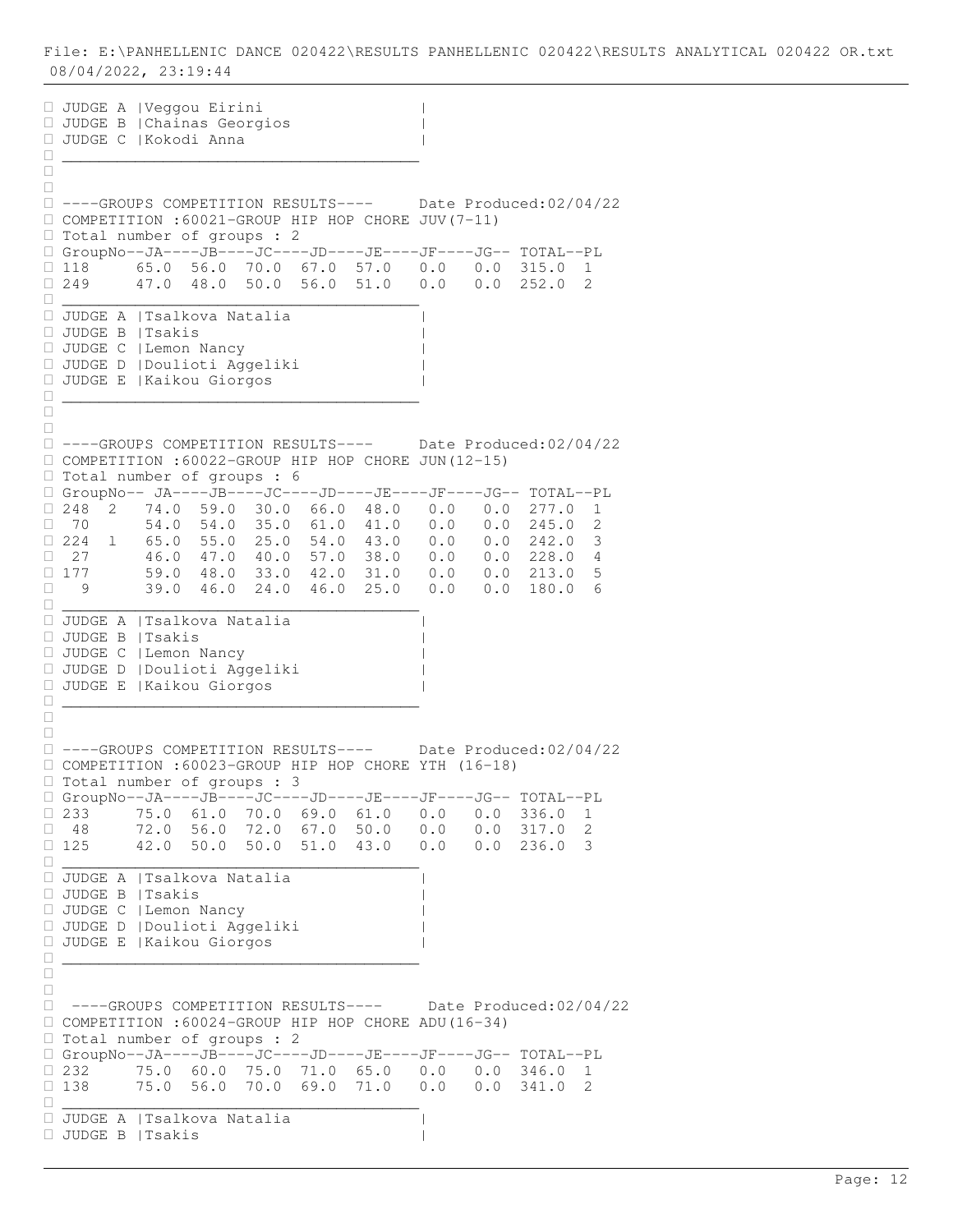File: E:\PANHELLENIC DANCE 020422\RESULTS PANHELLENIC 020422\RESULTS ANALYTICAL 020422 OR.txt
08/04/2022, 23:19:44

JUDGE A |Veggou Eirini
JUDGE B |Chainas Georgios
JUDGE C |Kokodi Anna

---

----GROUPS COMPETITION RESULTS---- Date Produced:02/04/22
COMPETITION :60021-GROUP HIP HOP CHORE JUV(7-11)
Total number of groups : 2

| GroupNo | JA | JB | JC | JD | JE | JF | JG | TOTAL | PL |
|---|---|---|---|---|---|---|---|---|---|
| 118 | 65.0 | 56.0 | 70.0 | 67.0 | 57.0 | 0.0 | 0.0 | 315.0 | 1 |
| 249 | 47.0 | 48.0 | 50.0 | 56.0 | 51.0 | 0.0 | 0.0 | 252.0 | 2 |

JUDGE A |Tsalkova Natalia
JUDGE B |Tsakis
JUDGE C |Lemon Nancy
JUDGE D |Doulioti Aggeliki
JUDGE E |Kaikou Giorgos

---

----GROUPS COMPETITION RESULTS---- Date Produced:02/04/22
COMPETITION :60022-GROUP HIP HOP CHORE JUN(12-15)
Total number of groups : 6

| GroupNo | JA | JB | JC | JD | JE | JF | JG | TOTAL | PL |
|---|---|---|---|---|---|---|---|---|---|
| 248 2 | 74.0 | 59.0 | 30.0 | 66.0 | 48.0 | 0.0 | 0.0 | 277.0 | 1 |
| 70 | 54.0 | 54.0 | 35.0 | 61.0 | 41.0 | 0.0 | 0.0 | 245.0 | 2 |
| 224 1 | 65.0 | 55.0 | 25.0 | 54.0 | 43.0 | 0.0 | 0.0 | 242.0 | 3 |
| 27 | 46.0 | 47.0 | 40.0 | 57.0 | 38.0 | 0.0 | 0.0 | 228.0 | 4 |
| 177 | 59.0 | 48.0 | 33.0 | 42.0 | 31.0 | 0.0 | 0.0 | 213.0 | 5 |
| 9 | 39.0 | 46.0 | 24.0 | 46.0 | 25.0 | 0.0 | 0.0 | 180.0 | 6 |

JUDGE A |Tsalkova Natalia
JUDGE B |Tsakis
JUDGE C |Lemon Nancy
JUDGE D |Doulioti Aggeliki
JUDGE E |Kaikou Giorgos

---

----GROUPS COMPETITION RESULTS---- Date Produced:02/04/22
COMPETITION :60023-GROUP HIP HOP CHORE YTH (16-18)
Total number of groups : 3

| GroupNo | JA | JB | JC | JD | JE | JF | JG | TOTAL | PL |
|---|---|---|---|---|---|---|---|---|---|
| 233 | 75.0 | 61.0 | 70.0 | 69.0 | 61.0 | 0.0 | 0.0 | 336.0 | 1 |
| 48 | 72.0 | 56.0 | 72.0 | 67.0 | 50.0 | 0.0 | 0.0 | 317.0 | 2 |
| 125 | 42.0 | 50.0 | 50.0 | 51.0 | 43.0 | 0.0 | 0.0 | 236.0 | 3 |

JUDGE A |Tsalkova Natalia
JUDGE B |Tsakis
JUDGE C |Lemon Nancy
JUDGE D |Doulioti Aggeliki
JUDGE E |Kaikou Giorgos

---

----GROUPS COMPETITION RESULTS---- Date Produced:02/04/22
COMPETITION :60024-GROUP HIP HOP CHORE ADU(16-34)
Total number of groups : 2

| GroupNo | JA | JB | JC | JD | JE | JF | JG | TOTAL | PL |
|---|---|---|---|---|---|---|---|---|---|
| 232 | 75.0 | 60.0 | 75.0 | 71.0 | 65.0 | 0.0 | 0.0 | 346.0 | 1 |
| 138 | 75.0 | 56.0 | 70.0 | 69.0 | 71.0 | 0.0 | 0.0 | 341.0 | 2 |

JUDGE A |Tsalkova Natalia
JUDGE B |Tsakis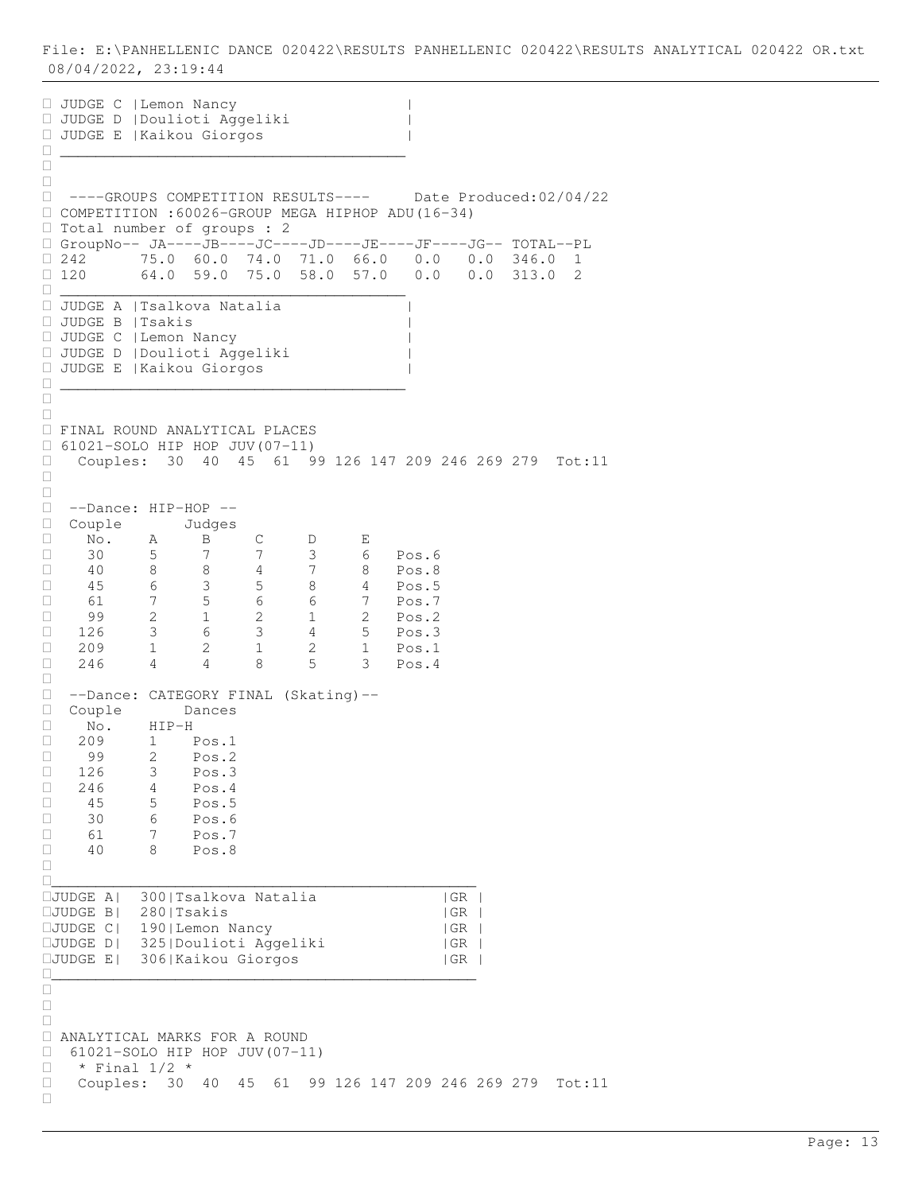| JUDGE | Name |
|---|---|
| JUDGE C | Lemon Nancy |
| JUDGE D | Doulioti Aggeliki |
| JUDGE E | Kaikou Giorgos |

----GROUPS COMPETITION RESULTS---- Date Produced:02/04/22

COMPETITION :60026-GROUP MEGA HIPHOP ADU(16-34)

Total number of groups : 2

| GroupNo | JA | JB | JC | JD | JE | JF | JG | TOTAL | PL |
|---|---|---|---|---|---|---|---|---|---|
| 242 | 75.0 | 60.0 | 74.0 | 71.0 | 66.0 | 0.0 | 0.0 | 346.0 | 1 |
| 120 | 64.0 | 59.0 | 75.0 | 58.0 | 57.0 | 0.0 | 0.0 | 313.0 | 2 |

| JUDGE | Name |
|---|---|
| JUDGE A | Tsalkova Natalia |
| JUDGE B | Tsakis |
| JUDGE C | Lemon Nancy |
| JUDGE D | Doulioti Aggeliki |
| JUDGE E | Kaikou Giorgos |

FINAL ROUND ANALYTICAL PLACES

61021-SOLO HIP HOP JUV(07-11)

Couples: 30 40 45 61 99 126 147 209 246 269 279 Tot:11

--Dance: HIP-HOP --

| Couple No. | A | B | C | D | E | |
|---|---|---|---|---|---|---|
| 30 | 5 | 7 | 7 | 3 | 6 | Pos.6 |
| 40 | 8 | 8 | 4 | 7 | 8 | Pos.8 |
| 45 | 6 | 3 | 5 | 8 | 4 | Pos.5 |
| 61 | 7 | 5 | 6 | 6 | 7 | Pos.7 |
| 99 | 2 | 1 | 2 | 1 | 2 | Pos.2 |
| 126 | 3 | 6 | 3 | 4 | 5 | Pos.3 |
| 209 | 1 | 2 | 1 | 2 | 1 | Pos.1 |
| 246 | 4 | 4 | 8 | 5 | 3 | Pos.4 |

--Dance: CATEGORY FINAL (Skating)--

| Couple No. | HIP-H | |
|---|---|---|
| 209 | 1 | Pos.1 |
| 99 | 2 | Pos.2 |
| 126 | 3 | Pos.3 |
| 246 | 4 | Pos.4 |
| 45 | 5 | Pos.5 |
| 30 | 6 | Pos.6 |
| 61 | 7 | Pos.7 |
| 40 | 8 | Pos.8 |

| JUDGE | No. | Name | Country |
|---|---|---|---|
| JUDGE A | 300 | Tsalkova Natalia | GR |
| JUDGE B | 280 | Tsakis | GR |
| JUDGE C | 190 | Lemon Nancy | GR |
| JUDGE D | 325 | Doulioti Aggeliki | GR |
| JUDGE E | 306 | Kaikou Giorgos | GR |

ANALYTICAL MARKS FOR A ROUND

61021-SOLO HIP HOP JUV(07-11)

* Final 1/2 *

Couples: 30 40 45 61 99 126 147 209 246 269 279 Tot:11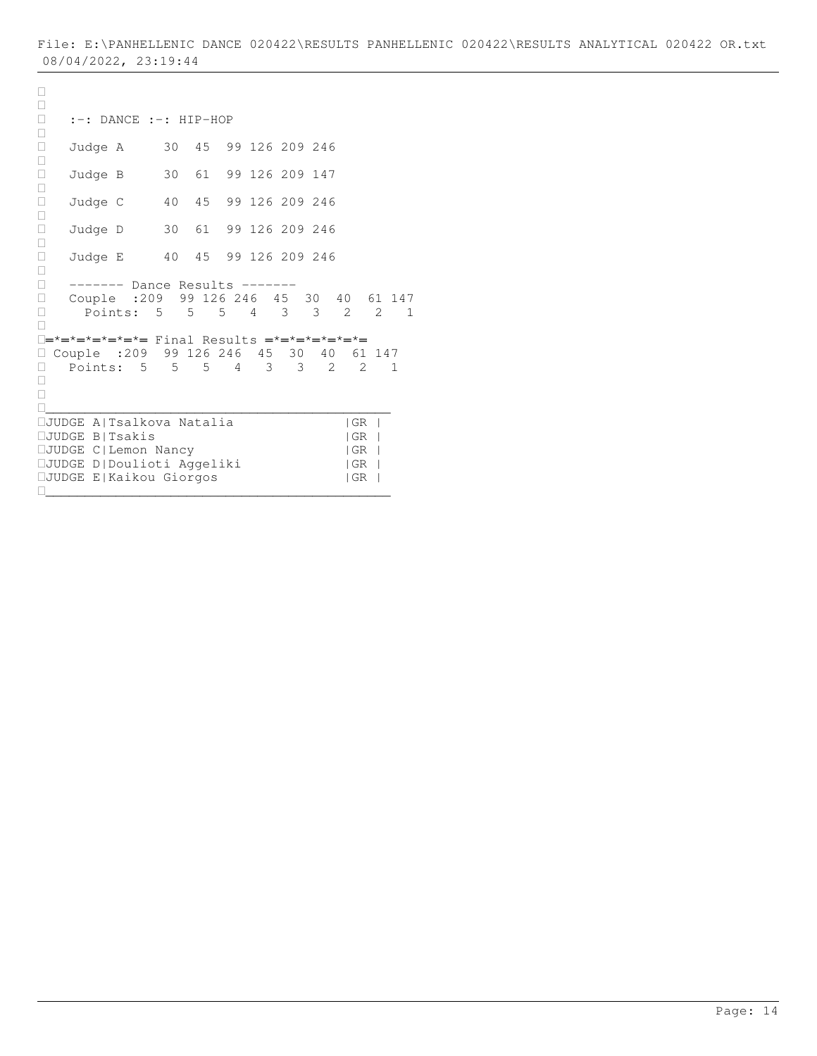File: E:\PANHELLENIC DANCE 020422\RESULTS PANHELLENIC 020422\RESULTS ANALYTICAL 020422 OR.txt
08/04/2022, 23:19:44

```
  :-: DANCE :-: HIP-HOP

  Judge A     30  45  99 126 209 246

  Judge B     30  61  99 126 209 147

  Judge C     40  45  99 126 209 246

  Judge D     30  61  99 126 209 246

  Judge E     40  45  99 126 209 246

  ------- Dance Results -------
  Couple  :209  99 126 246  45  30  40  61 147
    Points:  5   5   5   4   3   3   2   2   1

=*=*=*=*=*=*= Final Results =*=*=*=*=*=*=
 Couple  :209  99 126 246  45  30  40  61 147
   Points:  5   5   5   4   3   3   2   2   1
```

| JUDGE | Name | Country |
|---|---|---|
| JUDGE A | Tsalkova Natalia | GR |
| JUDGE B | Tsakis | GR |
| JUDGE C | Lemon Nancy | GR |
| JUDGE D | Doulioti Aggeliki | GR |
| JUDGE E | Kaikou Giorgos | GR |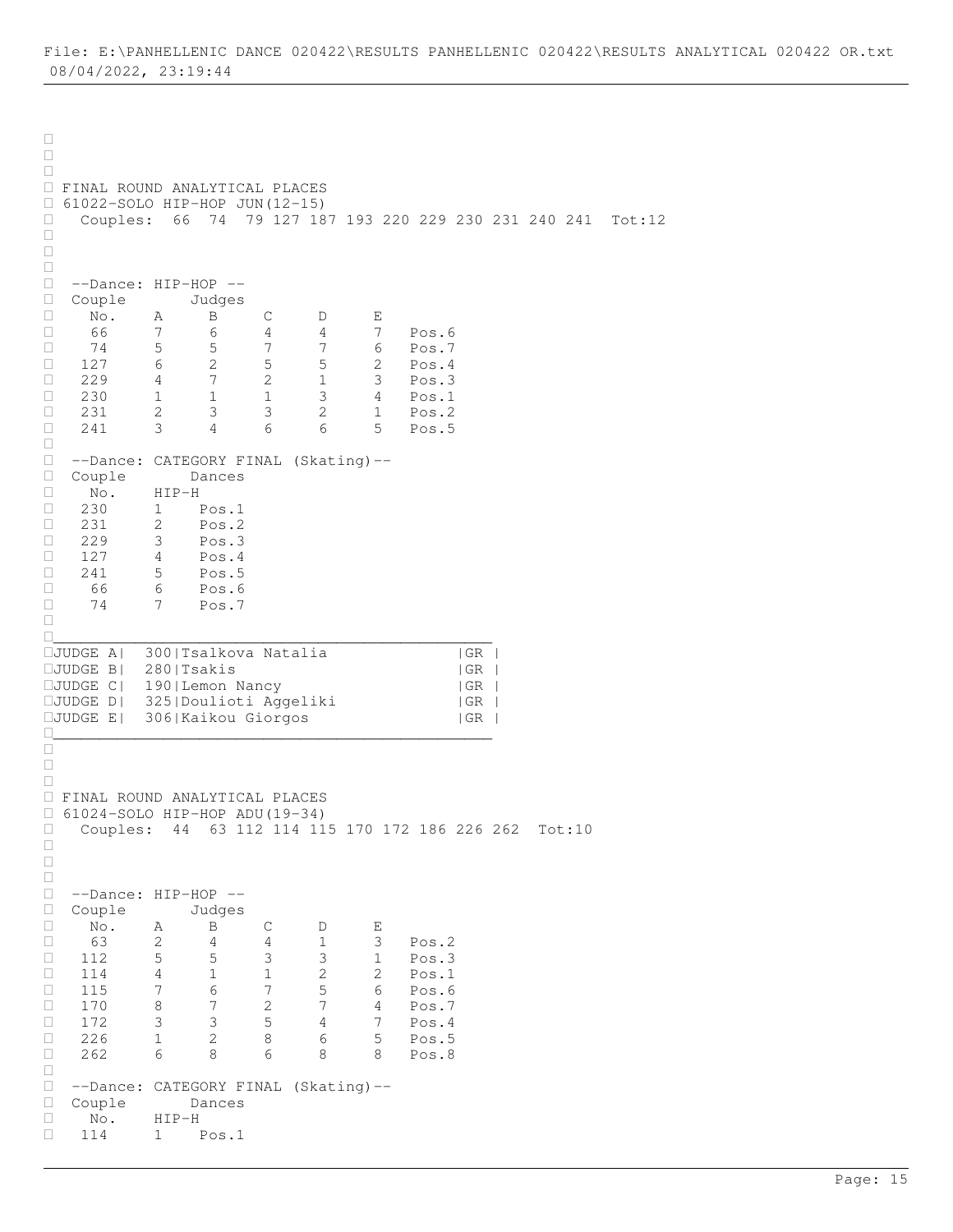File: E:\PANHELLENIC DANCE 020422\RESULTS PANHELLENIC 020422\RESULTS ANALYTICAL 020422 OR.txt
08/04/2022, 23:19:44

FINAL ROUND ANALYTICAL PLACES
61022-SOLO HIP-HOP JUN(12-15)
Couples: 66 74 79 127 187 193 220 229 230 231 240 241 Tot:12

--Dance: HIP-HOP --

| Couple No. | Judges A | B | C | D | E | |
|---|---|---|---|---|---|---|
| 66 | 7 | 6 | 4 | 4 | 7 | Pos.6 |
| 74 | 5 | 5 | 7 | 7 | 6 | Pos.7 |
| 127 | 6 | 2 | 5 | 5 | 2 | Pos.4 |
| 229 | 4 | 7 | 2 | 1 | 3 | Pos.3 |
| 230 | 1 | 1 | 1 | 3 | 4 | Pos.1 |
| 231 | 2 | 3 | 3 | 2 | 1 | Pos.2 |
| 241 | 3 | 4 | 6 | 6 | 5 | Pos.5 |

--Dance: CATEGORY FINAL (Skating)--

| Couple No. | Dances HIP-H | |
|---|---|---|
| 230 | 1 | Pos.1 |
| 231 | 2 | Pos.2 |
| 229 | 3 | Pos.3 |
| 127 | 4 | Pos.4 |
| 241 | 5 | Pos.5 |
| 66 | 6 | Pos.6 |
| 74 | 7 | Pos.7 |

| JUDGE | No. | Name | Country |
|---|---|---|---|
| JUDGE A | 300 | Tsalkova Natalia | GR |
| JUDGE B | 280 | Tsakis | GR |
| JUDGE C | 190 | Lemon Nancy | GR |
| JUDGE D | 325 | Doulioti Aggeliki | GR |
| JUDGE E | 306 | Kaikou Giorgos | GR |

FINAL ROUND ANALYTICAL PLACES
61024-SOLO HIP-HOP ADU(19-34)
Couples: 44 63 112 114 115 170 172 186 226 262 Tot:10

--Dance: HIP-HOP --

| Couple No. | Judges A | B | C | D | E | |
|---|---|---|---|---|---|---|
| 63 | 2 | 4 | 4 | 1 | 3 | Pos.2 |
| 112 | 5 | 5 | 3 | 3 | 1 | Pos.3 |
| 114 | 4 | 1 | 1 | 2 | 2 | Pos.1 |
| 115 | 7 | 6 | 7 | 5 | 6 | Pos.6 |
| 170 | 8 | 7 | 2 | 7 | 4 | Pos.7 |
| 172 | 3 | 3 | 5 | 4 | 7 | Pos.4 |
| 226 | 1 | 2 | 8 | 6 | 5 | Pos.5 |
| 262 | 6 | 8 | 6 | 8 | 8 | Pos.8 |

--Dance: CATEGORY FINAL (Skating)--

| Couple No. | Dances HIP-H | |
|---|---|---|
| 114 | 1 | Pos.1 |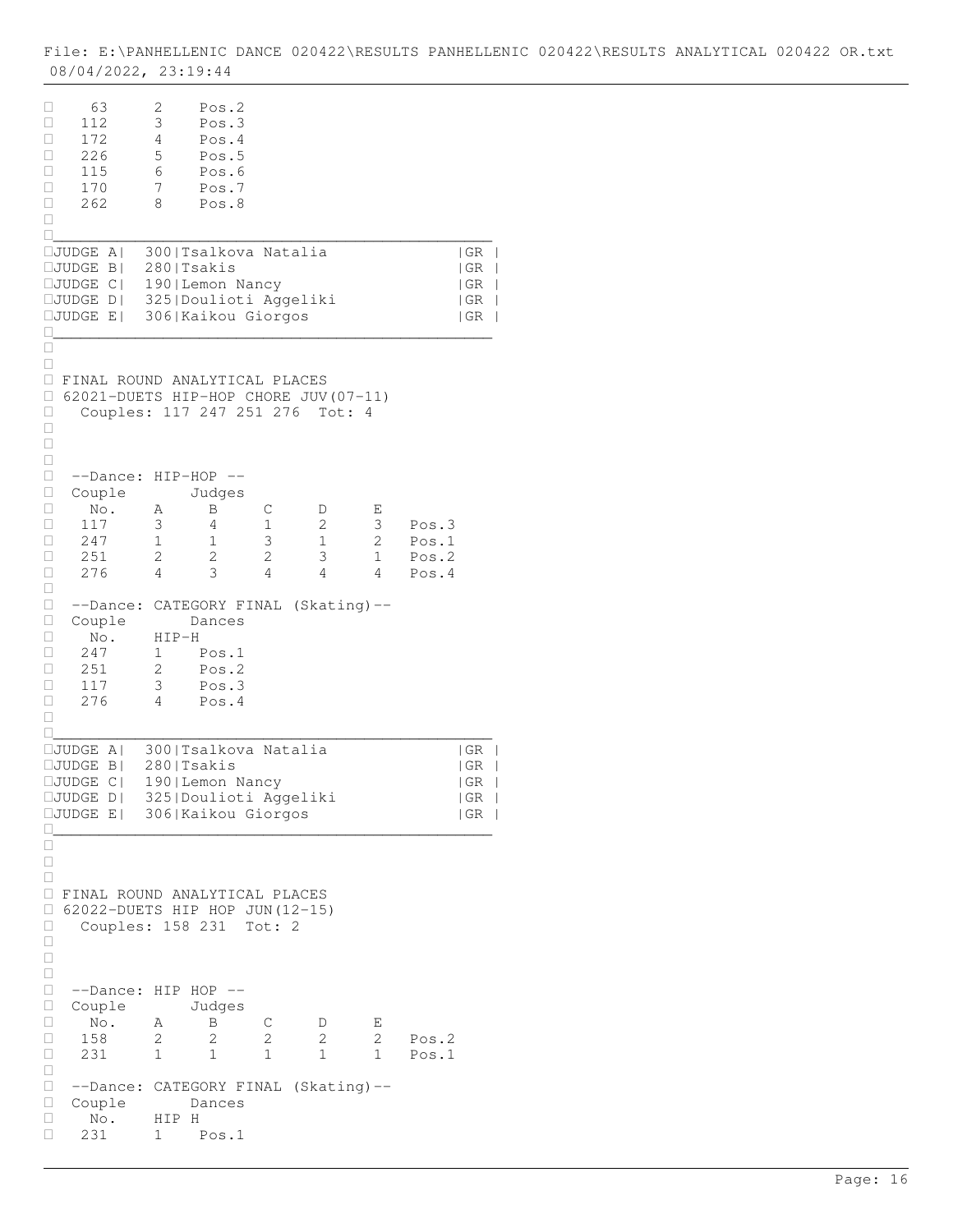| No. | | |
|---|---|---|
| 63 | 2 | Pos.2 |
| 112 | 3 | Pos.3 |
| 172 | 4 | Pos.4 |
| 226 | 5 | Pos.5 |
| 115 | 6 | Pos.6 |
| 170 | 7 | Pos.7 |
| 262 | 8 | Pos.8 |

| | | | |
|---|---|---|---|
| JUDGE A | 300 | Tsalkova Natalia | GR |
| JUDGE B | 280 | Tsakis | GR |
| JUDGE C | 190 | Lemon Nancy | GR |
| JUDGE D | 325 | Doulioti Aggeliki | GR |
| JUDGE E | 306 | Kaikou Giorgos | GR |

## FINAL ROUND ANALYTICAL PLACES

### 62021-DUETS HIP-HOP CHORE JUV(07-11)

Couples: 117 247 251 276 Tot: 4

--Dance: HIP-HOP --

| Couple No. | A | B | C | D | E | |
|---|---|---|---|---|---|---|
| 117 | 3 | 4 | 1 | 2 | 3 | Pos.3 |
| 247 | 1 | 1 | 3 | 1 | 2 | Pos.1 |
| 251 | 2 | 2 | 2 | 3 | 1 | Pos.2 |
| 276 | 4 | 3 | 4 | 4 | 4 | Pos.4 |

--Dance: CATEGORY FINAL (Skating)--

| Couple No. | HIP-H | |
|---|---|---|
| 247 | 1 | Pos.1 |
| 251 | 2 | Pos.2 |
| 117 | 3 | Pos.3 |
| 276 | 4 | Pos.4 |

| | | | |
|---|---|---|---|
| JUDGE A | 300 | Tsalkova Natalia | GR |
| JUDGE B | 280 | Tsakis | GR |
| JUDGE C | 190 | Lemon Nancy | GR |
| JUDGE D | 325 | Doulioti Aggeliki | GR |
| JUDGE E | 306 | Kaikou Giorgos | GR |

## FINAL ROUND ANALYTICAL PLACES

### 62022-DUETS HIP HOP JUN(12-15)

Couples: 158 231 Tot: 2

--Dance: HIP HOP --

| Couple No. | A | B | C | D | E | |
|---|---|---|---|---|---|---|
| 158 | 2 | 2 | 2 | 2 | 2 | Pos.2 |
| 231 | 1 | 1 | 1 | 1 | 1 | Pos.1 |

--Dance: CATEGORY FINAL (Skating)--

| Couple No. | HIP H | |
|---|---|---|
| 231 | 1 | Pos.1 |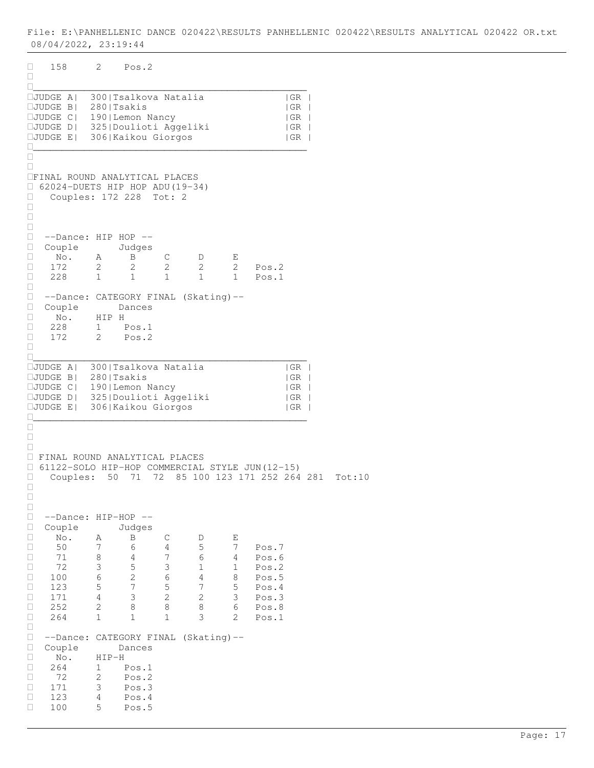| | | |
|---|---|---|
| 158 | 2 | Pos.2 |

| JUDGE | No. | Name | Country |
|---|---|---|---|
| JUDGE A | 300 | Tsalkova Natalia | GR |
| JUDGE B | 280 | Tsakis | GR |
| JUDGE C | 190 | Lemon Nancy | GR |
| JUDGE D | 325 | Doulioti Aggeliki | GR |
| JUDGE E | 306 | Kaikou Giorgos | GR |

## FINAL ROUND ANALYTICAL PLACES

62024-DUETS HIP HOP ADU(19-34)

Couples: 172 228 Tot: 2

--Dance: HIP HOP --

| Couple No. | A | B | C | D | E | |
|---|---|---|---|---|---|---|
| 172 | 2 | 2 | 2 | 2 | 2 | Pos.2 |
| 228 | 1 | 1 | 1 | 1 | 1 | Pos.1 |

--Dance: CATEGORY FINAL (Skating)--

| Couple No. | HIP H | |
|---|---|---|
| 228 | 1 | Pos.1 |
| 172 | 2 | Pos.2 |

| JUDGE | No. | Name | Country |
|---|---|---|---|
| JUDGE A | 300 | Tsalkova Natalia | GR |
| JUDGE B | 280 | Tsakis | GR |
| JUDGE C | 190 | Lemon Nancy | GR |
| JUDGE D | 325 | Doulioti Aggeliki | GR |
| JUDGE E | 306 | Kaikou Giorgos | GR |

## FINAL ROUND ANALYTICAL PLACES

61122-SOLO HIP-HOP COMMERCIAL STYLE JUN(12-15)

Couples: 50 71 72 85 100 123 171 252 264 281 Tot:10

--Dance: HIP-HOP --

| Couple No. | A | B | C | D | E | |
|---|---|---|---|---|---|---|
| 50 | 7 | 6 | 4 | 5 | 7 | Pos.7 |
| 71 | 8 | 4 | 7 | 6 | 4 | Pos.6 |
| 72 | 3 | 5 | 3 | 1 | 1 | Pos.2 |
| 100 | 6 | 2 | 6 | 4 | 8 | Pos.5 |
| 123 | 5 | 7 | 5 | 7 | 5 | Pos.4 |
| 171 | 4 | 3 | 2 | 2 | 3 | Pos.3 |
| 252 | 2 | 8 | 8 | 8 | 6 | Pos.8 |
| 264 | 1 | 1 | 1 | 3 | 2 | Pos.1 |

--Dance: CATEGORY FINAL (Skating)--

| Couple No. | HIP-H | |
|---|---|---|
| 264 | 1 | Pos.1 |
| 72 | 2 | Pos.2 |
| 171 | 3 | Pos.3 |
| 123 | 4 | Pos.4 |
| 100 | 5 | Pos.5 |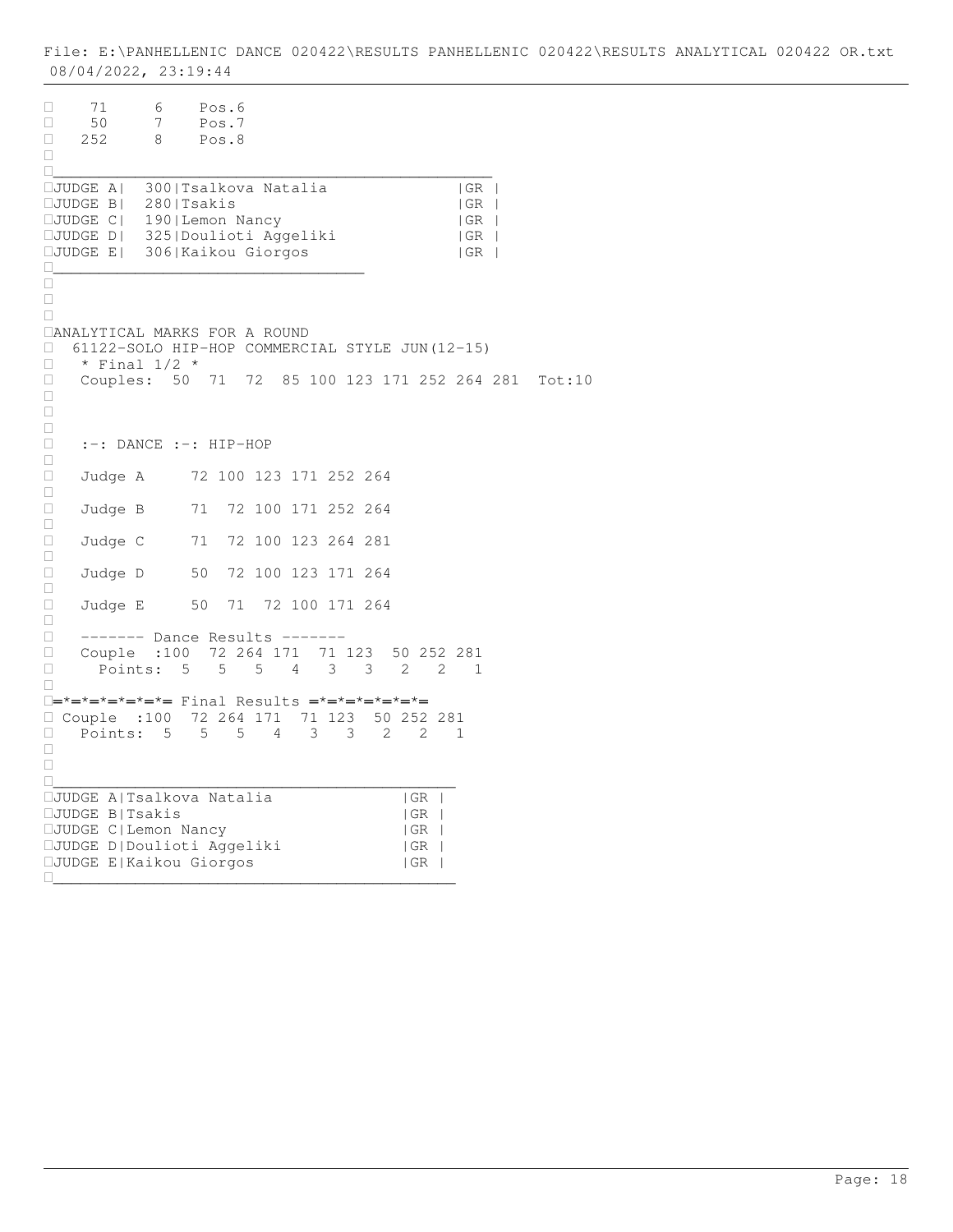```
   71     6    Pos.6
   50     7    Pos.7
  252     8    Pos.8

_______________________________________________
JUDGE A|  300|Tsalkova Natalia              |GR |
JUDGE B|  280|Tsakis                        |GR |
JUDGE C|  190|Lemon Nancy                   |GR |
JUDGE D|  325|Doulioti Aggeliki             |GR |
JUDGE E|  306|Kaikou Giorgos                |GR |
_______________________________



ANALYTICAL MARKS FOR A ROUND
  61122-SOLO HIP-HOP COMMERCIAL STYLE JUN(12-15)
   * Final 1/2 *
   Couples:  50  71  72  85 100 123 171 252 264 281  Tot:10



   :-: DANCE :-: HIP-HOP

   Judge A      72 100 123 171 252 264

   Judge B      71  72 100 171 252 264

   Judge C      71  72 100 123 264 281

   Judge D      50  72 100 123 171 264

   Judge E      50  71  72 100 171 264

   ------- Dance Results -------
   Couple  :100  72 264 171  71 123  50 252 281
     Points:  5   5   5   4   3   3   2   2   1

=*=*=*=*=*=*= Final Results =*=*=*=*=*=*=
 Couple  :100  72 264 171  71 123  50 252 281
   Points:  5   5   5   4   3   3   2   2   1


_________________________________________
JUDGE A|Tsalkova Natalia             |GR |
JUDGE B|Tsakis                       |GR |
JUDGE C|Lemon Nancy                  |GR |
JUDGE D|Doulioti Aggeliki            |GR |
JUDGE E|Kaikou Giorgos               |GR |
_________________________________________
```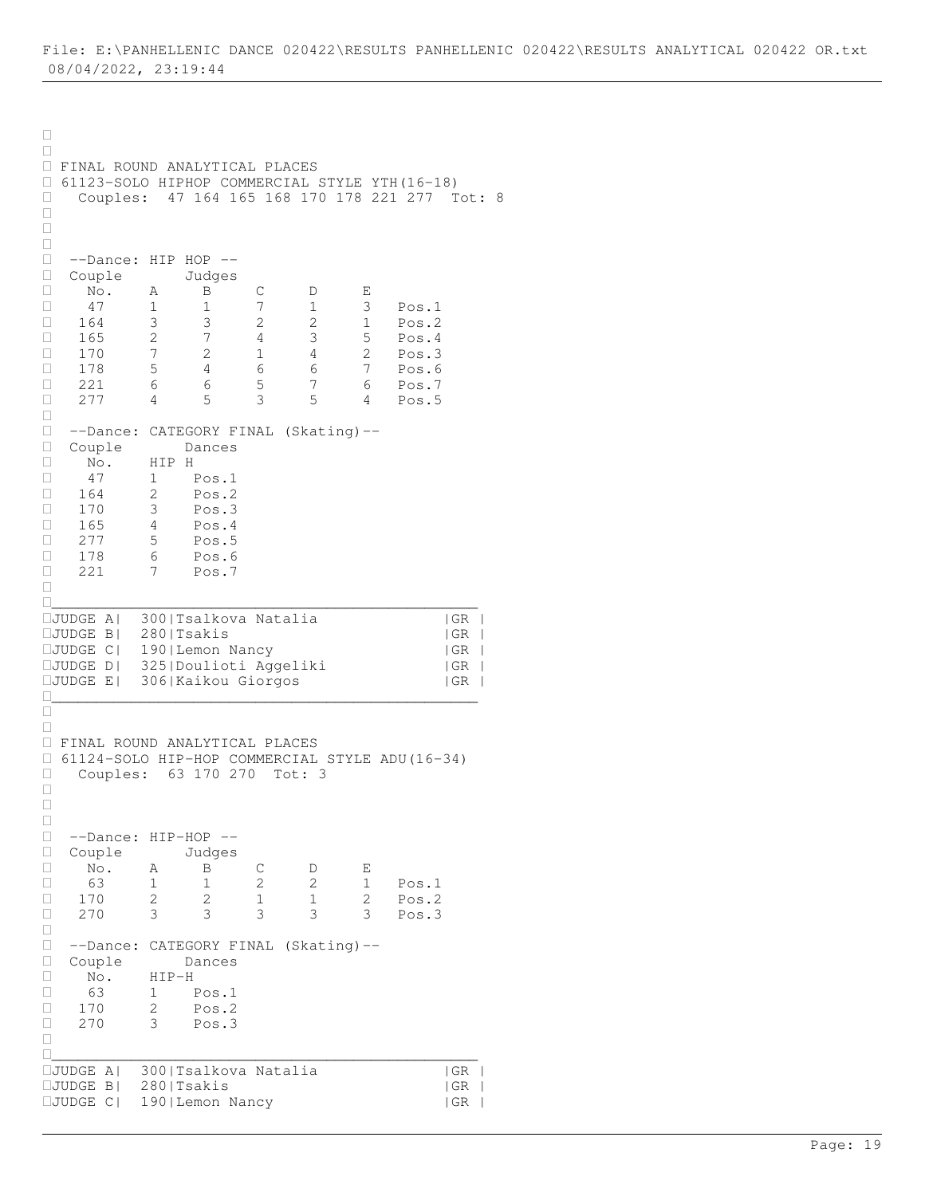FINAL ROUND ANALYTICAL PLACES

61123-SOLO HIPHOP COMMERCIAL STYLE YTH(16-18)

Couples: 47 164 165 168 170 178 221 277 Tot: 8

--Dance: HIP HOP --

| Couple No. | A | B | C | D | E | |
|---|---|---|---|---|---|---|
| 47 | 1 | 1 | 7 | 1 | 3 | Pos.1 |
| 164 | 3 | 3 | 2 | 2 | 1 | Pos.2 |
| 165 | 2 | 7 | 4 | 3 | 5 | Pos.4 |
| 170 | 7 | 2 | 1 | 4 | 2 | Pos.3 |
| 178 | 5 | 4 | 6 | 6 | 7 | Pos.6 |
| 221 | 6 | 6 | 5 | 7 | 6 | Pos.7 |
| 277 | 4 | 5 | 3 | 5 | 4 | Pos.5 |

--Dance: CATEGORY FINAL (Skating)--

| Couple No. | HIP H | |
|---|---|---|
| 47 | 1 | Pos.1 |
| 164 | 2 | Pos.2 |
| 170 | 3 | Pos.3 |
| 165 | 4 | Pos.4 |
| 277 | 5 | Pos.5 |
| 178 | 6 | Pos.6 |
| 221 | 7 | Pos.7 |

| Judge | No. | Name | Country |
|---|---|---|---|
| JUDGE A | 300 | Tsalkova Natalia | GR |
| JUDGE B | 280 | Tsakis | GR |
| JUDGE C | 190 | Lemon Nancy | GR |
| JUDGE D | 325 | Doulioti Aggeliki | GR |
| JUDGE E | 306 | Kaikou Giorgos | GR |

FINAL ROUND ANALYTICAL PLACES

61124-SOLO HIP-HOP COMMERCIAL STYLE ADU(16-34)

Couples: 63 170 270 Tot: 3

--Dance: HIP-HOP --

| Couple No. | A | B | C | D | E | |
|---|---|---|---|---|---|---|
| 63 | 1 | 1 | 2 | 2 | 1 | Pos.1 |
| 170 | 2 | 2 | 1 | 1 | 2 | Pos.2 |
| 270 | 3 | 3 | 3 | 3 | 3 | Pos.3 |

--Dance: CATEGORY FINAL (Skating)--

| Couple No. | HIP-H | |
|---|---|---|
| 63 | 1 | Pos.1 |
| 170 | 2 | Pos.2 |
| 270 | 3 | Pos.3 |

| Judge | No. | Name | Country |
|---|---|---|---|
| JUDGE A | 300 | Tsalkova Natalia | GR |
| JUDGE B | 280 | Tsakis | GR |
| JUDGE C | 190 | Lemon Nancy | GR |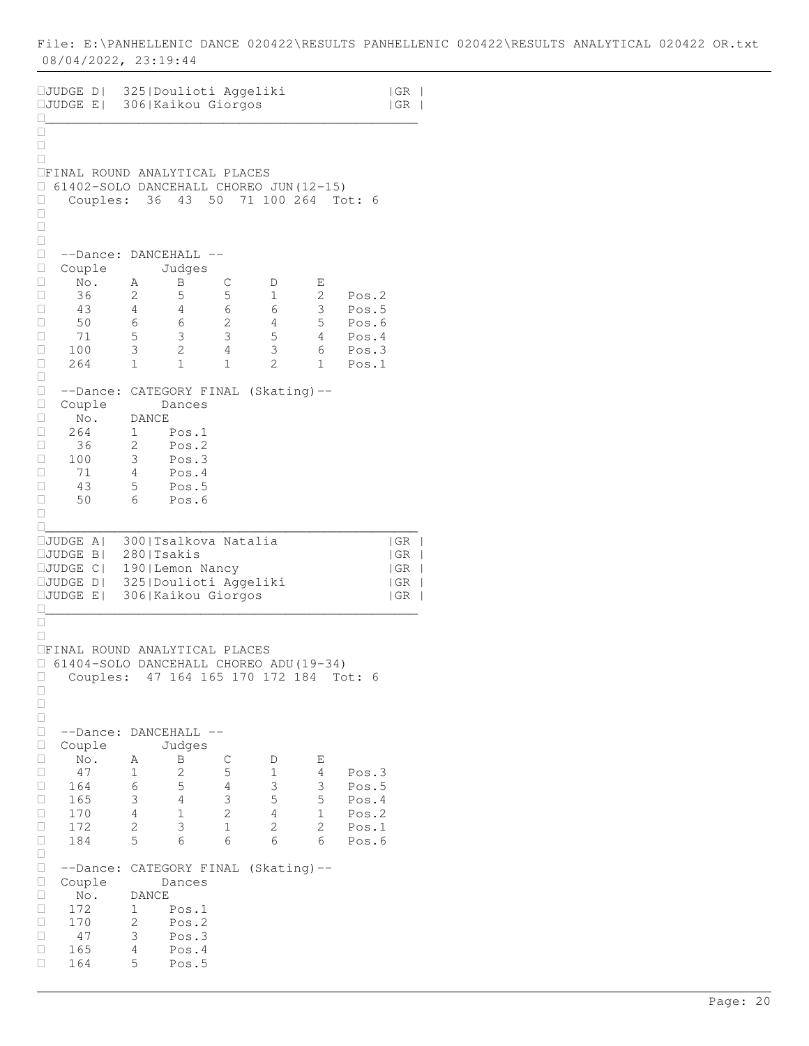File: E:\PANHELLENIC DANCE 020422\RESULTS PANHELLENIC 020422\RESULTS ANALYTICAL 020422 OR.txt
08/04/2022, 23:19:44

| JUDGE | No. | Name | Country |
|---|---|---|---|
| JUDGE D | 325 | Doulioti Aggeliki | GR |
| JUDGE E | 306 | Kaikou Giorgos | GR |

## FINAL ROUND ANALYTICAL PLACES

### 61402-SOLO DANCEHALL CHOREO JUN(12-15)

Couples: 36 43 50 71 100 264 Tot: 6

--Dance: DANCEHALL --

| Couple No. | A | B | C | D | E | |
|---|---|---|---|---|---|---|
| 36 | 2 | 5 | 5 | 1 | 2 | Pos.2 |
| 43 | 4 | 4 | 6 | 6 | 3 | Pos.5 |
| 50 | 6 | 6 | 2 | 4 | 5 | Pos.6 |
| 71 | 5 | 3 | 3 | 5 | 4 | Pos.4 |
| 100 | 3 | 2 | 4 | 3 | 6 | Pos.3 |
| 264 | 1 | 1 | 1 | 2 | 1 | Pos.1 |

--Dance: CATEGORY FINAL (Skating)--

| Couple No. | DANCE | |
|---|---|---|
| 264 | 1 | Pos.1 |
| 36 | 2 | Pos.2 |
| 100 | 3 | Pos.3 |
| 71 | 4 | Pos.4 |
| 43 | 5 | Pos.5 |
| 50 | 6 | Pos.6 |

| JUDGE | No. | Name | Country |
|---|---|---|---|
| JUDGE A | 300 | Tsalkova Natalia | GR |
| JUDGE B | 280 | Tsakis | GR |
| JUDGE C | 190 | Lemon Nancy | GR |
| JUDGE D | 325 | Doulioti Aggeliki | GR |
| JUDGE E | 306 | Kaikou Giorgos | GR |

## FINAL ROUND ANALYTICAL PLACES

### 61404-SOLO DANCEHALL CHOREO ADU(19-34)

Couples: 47 164 165 170 172 184 Tot: 6

--Dance: DANCEHALL --

| Couple No. | A | B | C | D | E | |
|---|---|---|---|---|---|---|
| 47 | 1 | 2 | 5 | 1 | 4 | Pos.3 |
| 164 | 6 | 5 | 4 | 3 | 3 | Pos.5 |
| 165 | 3 | 4 | 3 | 5 | 5 | Pos.4 |
| 170 | 4 | 1 | 2 | 4 | 1 | Pos.2 |
| 172 | 2 | 3 | 1 | 2 | 2 | Pos.1 |
| 184 | 5 | 6 | 6 | 6 | 6 | Pos.6 |

--Dance: CATEGORY FINAL (Skating)--

| Couple No. | DANCE | |
|---|---|---|
| 172 | 1 | Pos.1 |
| 170 | 2 | Pos.2 |
| 47 | 3 | Pos.3 |
| 165 | 4 | Pos.4 |
| 164 | 5 | Pos.5 |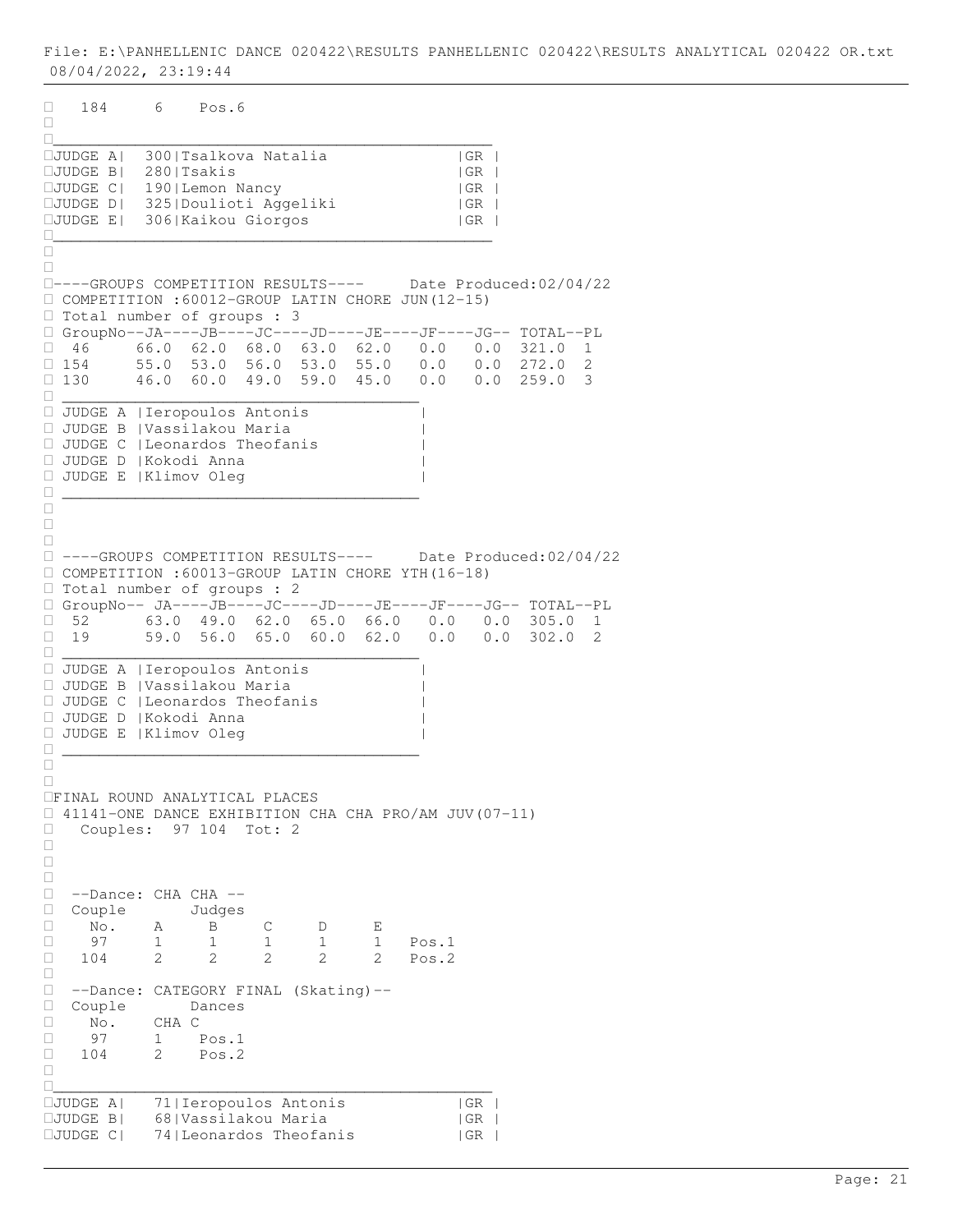184 6 Pos.6

| JUDGE | No. | Name | Country |
|---|---|---|---|
| JUDGE A | 300 | Tsalkova Natalia | GR |
| JUDGE B | 280 | Tsakis | GR |
| JUDGE C | 190 | Lemon Nancy | GR |
| JUDGE D | 325 | Doulioti Aggeliki | GR |
| JUDGE E | 306 | Kaikou Giorgos | GR |

----GROUPS COMPETITION RESULTS---- Date Produced:02/04/22

COMPETITION :60012-GROUP LATIN CHORE JUN(12-15)

Total number of groups : 3

| GroupNo | JA | JB | JC | JD | JE | JF | JG | TOTAL | PL |
|---|---|---|---|---|---|---|---|---|---|
| 46 | 66.0 | 62.0 | 68.0 | 63.0 | 62.0 | 0.0 | 0.0 | 321.0 | 1 |
| 154 | 55.0 | 53.0 | 56.0 | 53.0 | 55.0 | 0.0 | 0.0 | 272.0 | 2 |
| 130 | 46.0 | 60.0 | 49.0 | 59.0 | 45.0 | 0.0 | 0.0 | 259.0 | 3 |

| JUDGE | Name |
|---|---|
| JUDGE A | Ieropoulos Antonis |
| JUDGE B | Vassilakou Maria |
| JUDGE C | Leonardos Theofanis |
| JUDGE D | Kokodi Anna |
| JUDGE E | Klimov Oleg |

----GROUPS COMPETITION RESULTS---- Date Produced:02/04/22

COMPETITION :60013-GROUP LATIN CHORE YTH(16-18)

Total number of groups : 2

| GroupNo | JA | JB | JC | JD | JE | JF | JG | TOTAL | PL |
|---|---|---|---|---|---|---|---|---|---|
| 52 | 63.0 | 49.0 | 62.0 | 65.0 | 66.0 | 0.0 | 0.0 | 305.0 | 1 |
| 19 | 59.0 | 56.0 | 65.0 | 60.0 | 62.0 | 0.0 | 0.0 | 302.0 | 2 |

| JUDGE | Name |
|---|---|
| JUDGE A | Ieropoulos Antonis |
| JUDGE B | Vassilakou Maria |
| JUDGE C | Leonardos Theofanis |
| JUDGE D | Kokodi Anna |
| JUDGE E | Klimov Oleg |

FINAL ROUND ANALYTICAL PLACES

41141-ONE DANCE EXHIBITION CHA CHA PRO/AM JUV(07-11)

Couples: 97 104 Tot: 2

--Dance: CHA CHA --

| Couple No. | A | B | C | D | E | |
|---|---|---|---|---|---|---|
| 97 | 1 | 1 | 1 | 1 | 1 | Pos.1 |
| 104 | 2 | 2 | 2 | 2 | 2 | Pos.2 |

--Dance: CATEGORY FINAL (Skating)--

| Couple No. | CHA C | |
|---|---|---|
| 97 | 1 | Pos.1 |
| 104 | 2 | Pos.2 |

| JUDGE | No. | Name | Country |
|---|---|---|---|
| JUDGE A | 71 | Ieropoulos Antonis | GR |
| JUDGE B | 68 | Vassilakou Maria | GR |
| JUDGE C | 74 | Leonardos Theofanis | GR |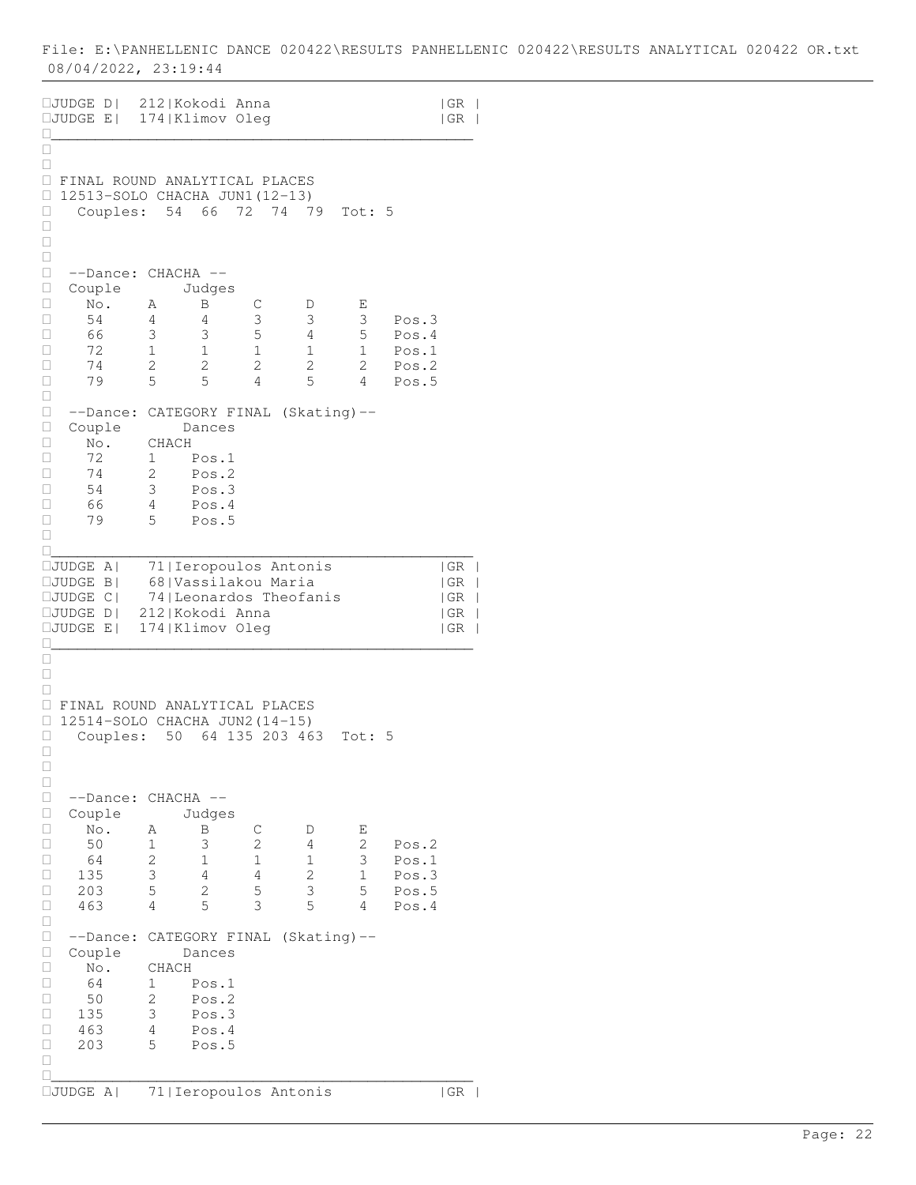| JUDGE | No. | Name | Country |
|---|---|---|---|
| JUDGE D | 212 | Kokodi Anna | GR |
| JUDGE E | 174 | Klimov Oleg | GR |

## FINAL ROUND ANALYTICAL PLACES

### 12513-SOLO CHACHA JUN1(12-13)

Couples: 54 66 72 74 79 Tot: 5

--Dance: CHACHA --

| Couple No. | A | B | C | D | E | |
|---|---|---|---|---|---|---|
| 54 | 4 | 4 | 3 | 3 | 3 | Pos.3 |
| 66 | 3 | 3 | 5 | 4 | 5 | Pos.4 |
| 72 | 1 | 1 | 1 | 1 | 1 | Pos.1 |
| 74 | 2 | 2 | 2 | 2 | 2 | Pos.2 |
| 79 | 5 | 5 | 4 | 5 | 4 | Pos.5 |

--Dance: CATEGORY FINAL (Skating)--

| Couple No. | CHACH | |
|---|---|---|
| 72 | 1 | Pos.1 |
| 74 | 2 | Pos.2 |
| 54 | 3 | Pos.3 |
| 66 | 4 | Pos.4 |
| 79 | 5 | Pos.5 |

| JUDGE | No. | Name | Country |
|---|---|---|---|
| JUDGE A | 71 | Ieropoulos Antonis | GR |
| JUDGE B | 68 | Vassilakou Maria | GR |
| JUDGE C | 74 | Leonardos Theofanis | GR |
| JUDGE D | 212 | Kokodi Anna | GR |
| JUDGE E | 174 | Klimov Oleg | GR |

## FINAL ROUND ANALYTICAL PLACES

### 12514-SOLO CHACHA JUN2(14-15)

Couples: 50 64 135 203 463 Tot: 5

--Dance: CHACHA --

| Couple No. | A | B | C | D | E | |
|---|---|---|---|---|---|---|
| 50 | 1 | 3 | 2 | 4 | 2 | Pos.2 |
| 64 | 2 | 1 | 1 | 1 | 3 | Pos.1 |
| 135 | 3 | 4 | 4 | 2 | 1 | Pos.3 |
| 203 | 5 | 2 | 5 | 3 | 5 | Pos.5 |
| 463 | 4 | 5 | 3 | 5 | 4 | Pos.4 |

--Dance: CATEGORY FINAL (Skating)--

| Couple No. | CHACH | |
|---|---|---|
| 64 | 1 | Pos.1 |
| 50 | 2 | Pos.2 |
| 135 | 3 | Pos.3 |
| 463 | 4 | Pos.4 |
| 203 | 5 | Pos.5 |

| JUDGE | No. | Name | Country |
|---|---|---|---|
| JUDGE A | 71 | Ieropoulos Antonis | GR |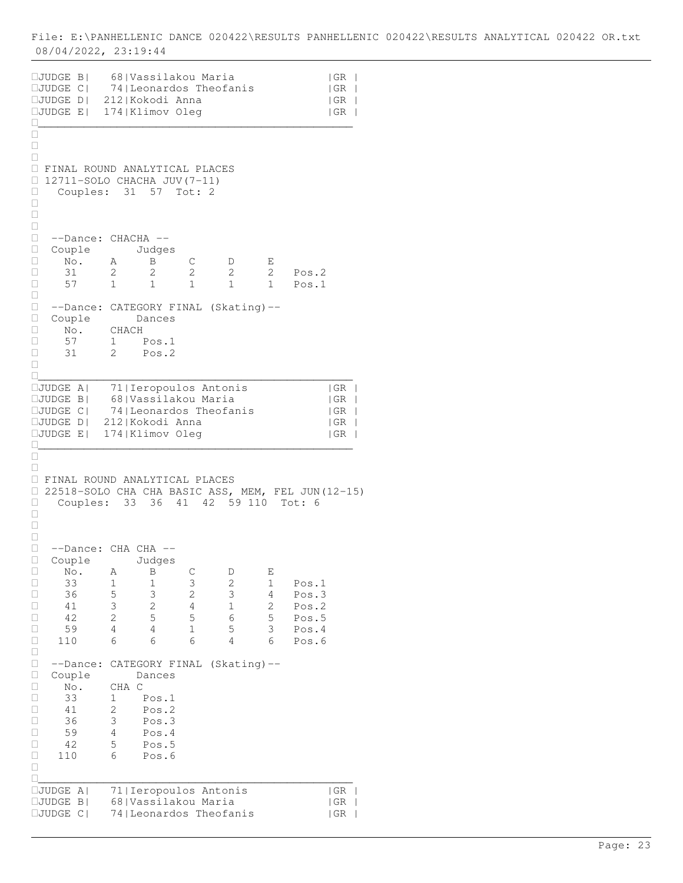| | | | |
|---|---|---|---|
| JUDGE B | 68 | Vassilakou Maria | GR |
| JUDGE C | 74 | Leonardos Theofanis | GR |
| JUDGE D | 212 | Kokodi Anna | GR |
| JUDGE E | 174 | Klimov Oleg | GR |

FINAL ROUND ANALYTICAL PLACES

12711-SOLO CHACHA JUV(7-11)

Couples: 31 57 Tot: 2

--Dance: CHACHA --

| Couple No. | A | B | C | D | E | |
|---|---|---|---|---|---|---|
| 31 | 2 | 2 | 2 | 2 | 2 | Pos.2 |
| 57 | 1 | 1 | 1 | 1 | 1 | Pos.1 |

--Dance: CATEGORY FINAL (Skating)--

| Couple No. | CHACH | |
|---|---|---|
| 57 | 1 | Pos.1 |
| 31 | 2 | Pos.2 |

| | | | |
|---|---|---|---|
| JUDGE A | 71 | Ieropoulos Antonis | GR |
| JUDGE B | 68 | Vassilakou Maria | GR |
| JUDGE C | 74 | Leonardos Theofanis | GR |
| JUDGE D | 212 | Kokodi Anna | GR |
| JUDGE E | 174 | Klimov Oleg | GR |

FINAL ROUND ANALYTICAL PLACES

22518-SOLO CHA CHA BASIC ASS, MEM, FEL JUN(12-15)

Couples: 33 36 41 42 59 110 Tot: 6

--Dance: CHA CHA --

| Couple No. | A | B | C | D | E | |
|---|---|---|---|---|---|---|
| 33 | 1 | 1 | 3 | 2 | 1 | Pos.1 |
| 36 | 5 | 3 | 2 | 3 | 4 | Pos.3 |
| 41 | 3 | 2 | 4 | 1 | 2 | Pos.2 |
| 42 | 2 | 5 | 5 | 6 | 5 | Pos.5 |
| 59 | 4 | 4 | 1 | 5 | 3 | Pos.4 |
| 110 | 6 | 6 | 6 | 4 | 6 | Pos.6 |

--Dance: CATEGORY FINAL (Skating)--

| Couple No. | CHA C | |
|---|---|---|
| 33 | 1 | Pos.1 |
| 41 | 2 | Pos.2 |
| 36 | 3 | Pos.3 |
| 59 | 4 | Pos.4 |
| 42 | 5 | Pos.5 |
| 110 | 6 | Pos.6 |

| | | | |
|---|---|---|---|
| JUDGE A | 71 | Ieropoulos Antonis | GR |
| JUDGE B | 68 | Vassilakou Maria | GR |
| JUDGE C | 74 | Leonardos Theofanis | GR |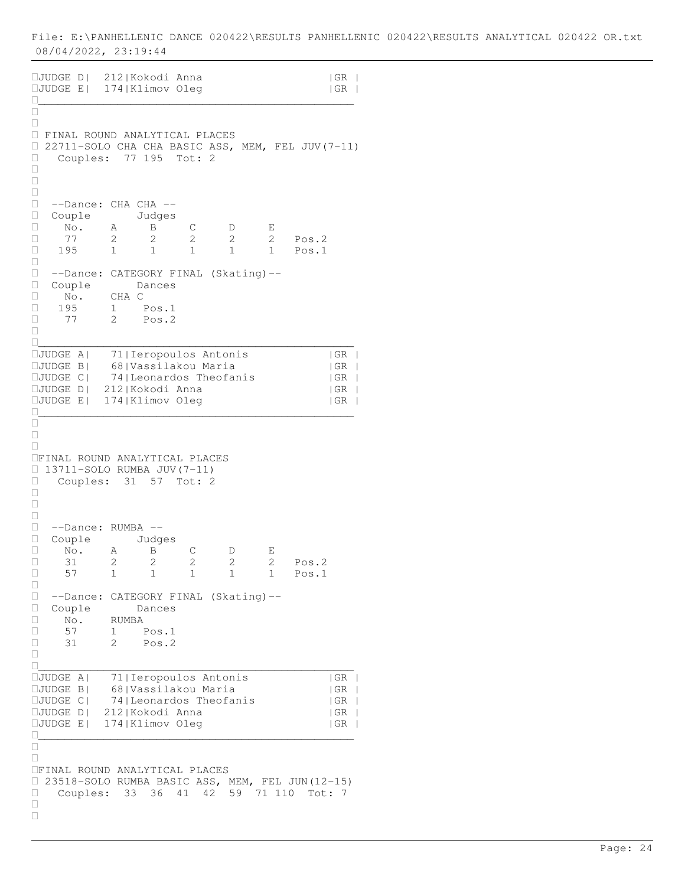File: E:\PANHELLENIC DANCE 020422\RESULTS PANHELLENIC 020422\RESULTS ANALYTICAL 020422 OR.txt
08/04/2022, 23:19:44

| JUDGE | No. | Name | Country |
|---|---|---|---|
| JUDGE D | 212 | Kokodi Anna | GR |
| JUDGE E | 174 | Klimov Oleg | GR |

## FINAL ROUND ANALYTICAL PLACES

22711-SOLO CHA CHA BASIC ASS, MEM, FEL JUV(7-11)

Couples: 77 195 Tot: 2

--Dance: CHA CHA --

| Couple No. | A | B | C | D | E | |
|---|---|---|---|---|---|---|
| 77 | 2 | 2 | 2 | 2 | 2 | Pos.2 |
| 195 | 1 | 1 | 1 | 1 | 1 | Pos.1 |

--Dance: CATEGORY FINAL (Skating)--

| Couple No. | CHA C | |
|---|---|---|
| 195 | 1 | Pos.1 |
| 77 | 2 | Pos.2 |

| JUDGE | No. | Name | Country |
|---|---|---|---|
| JUDGE A | 71 | Ieropoulos Antonis | GR |
| JUDGE B | 68 | Vassilakou Maria | GR |
| JUDGE C | 74 | Leonardos Theofanis | GR |
| JUDGE D | 212 | Kokodi Anna | GR |
| JUDGE E | 174 | Klimov Oleg | GR |

## FINAL ROUND ANALYTICAL PLACES

13711-SOLO RUMBA JUV(7-11)

Couples: 31 57 Tot: 2

--Dance: RUMBA --

| Couple No. | A | B | C | D | E | |
|---|---|---|---|---|---|---|
| 31 | 2 | 2 | 2 | 2 | 2 | Pos.2 |
| 57 | 1 | 1 | 1 | 1 | 1 | Pos.1 |

--Dance: CATEGORY FINAL (Skating)--

| Couple No. | RUMBA | |
|---|---|---|
| 57 | 1 | Pos.1 |
| 31 | 2 | Pos.2 |

| JUDGE | No. | Name | Country |
|---|---|---|---|
| JUDGE A | 71 | Ieropoulos Antonis | GR |
| JUDGE B | 68 | Vassilakou Maria | GR |
| JUDGE C | 74 | Leonardos Theofanis | GR |
| JUDGE D | 212 | Kokodi Anna | GR |
| JUDGE E | 174 | Klimov Oleg | GR |

## FINAL ROUND ANALYTICAL PLACES

23518-SOLO RUMBA BASIC ASS, MEM, FEL JUN(12-15)

Couples: 33 36 41 42 59 71 110 Tot: 7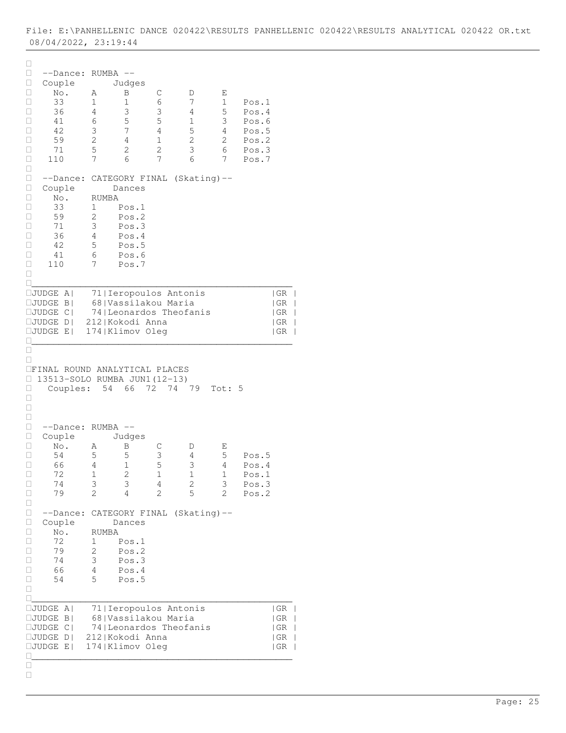--Dance: RUMBA --

| Couple No. | A | B | C | D | E | |
|---|---|---|---|---|---|---|
| 33 | 1 | 1 | 6 | 7 | 1 | Pos.1 |
| 36 | 4 | 3 | 3 | 4 | 5 | Pos.4 |
| 41 | 6 | 5 | 5 | 1 | 3 | Pos.6 |
| 42 | 3 | 7 | 4 | 5 | 4 | Pos.5 |
| 59 | 2 | 4 | 1 | 2 | 2 | Pos.2 |
| 71 | 5 | 2 | 2 | 3 | 6 | Pos.3 |
| 110 | 7 | 6 | 7 | 6 | 7 | Pos.7 |

--Dance: CATEGORY FINAL (Skating)--

| Couple No. | RUMBA | |
|---|---|---|
| 33 | 1 | Pos.1 |
| 59 | 2 | Pos.2 |
| 71 | 3 | Pos.3 |
| 36 | 4 | Pos.4 |
| 42 | 5 | Pos.5 |
| 41 | 6 | Pos.6 |
| 110 | 7 | Pos.7 |

| JUDGE | No. | Name | Country |
|---|---|---|---|
| JUDGE A | 71 | Ieropoulos Antonis | GR |
| JUDGE B | 68 | Vassilakou Maria | GR |
| JUDGE C | 74 | Leonardos Theofanis | GR |
| JUDGE D | 212 | Kokodi Anna | GR |
| JUDGE E | 174 | Klimov Oleg | GR |

FINAL ROUND ANALYTICAL PLACES

13513-SOLO RUMBA JUN1(12-13)

Couples: 54 66 72 74 79 Tot: 5

--Dance: RUMBA --

| Couple No. | A | B | C | D | E | |
|---|---|---|---|---|---|---|
| 54 | 5 | 5 | 3 | 4 | 5 | Pos.5 |
| 66 | 4 | 1 | 5 | 3 | 4 | Pos.4 |
| 72 | 1 | 2 | 1 | 1 | 1 | Pos.1 |
| 74 | 3 | 3 | 4 | 2 | 3 | Pos.3 |
| 79 | 2 | 4 | 2 | 5 | 2 | Pos.2 |

--Dance: CATEGORY FINAL (Skating)--

| Couple No. | RUMBA | |
|---|---|---|
| 72 | 1 | Pos.1 |
| 79 | 2 | Pos.2 |
| 74 | 3 | Pos.3 |
| 66 | 4 | Pos.4 |
| 54 | 5 | Pos.5 |

| JUDGE | No. | Name | Country |
|---|---|---|---|
| JUDGE A | 71 | Ieropoulos Antonis | GR |
| JUDGE B | 68 | Vassilakou Maria | GR |
| JUDGE C | 74 | Leonardos Theofanis | GR |
| JUDGE D | 212 | Kokodi Anna | GR |
| JUDGE E | 174 | Klimov Oleg | GR |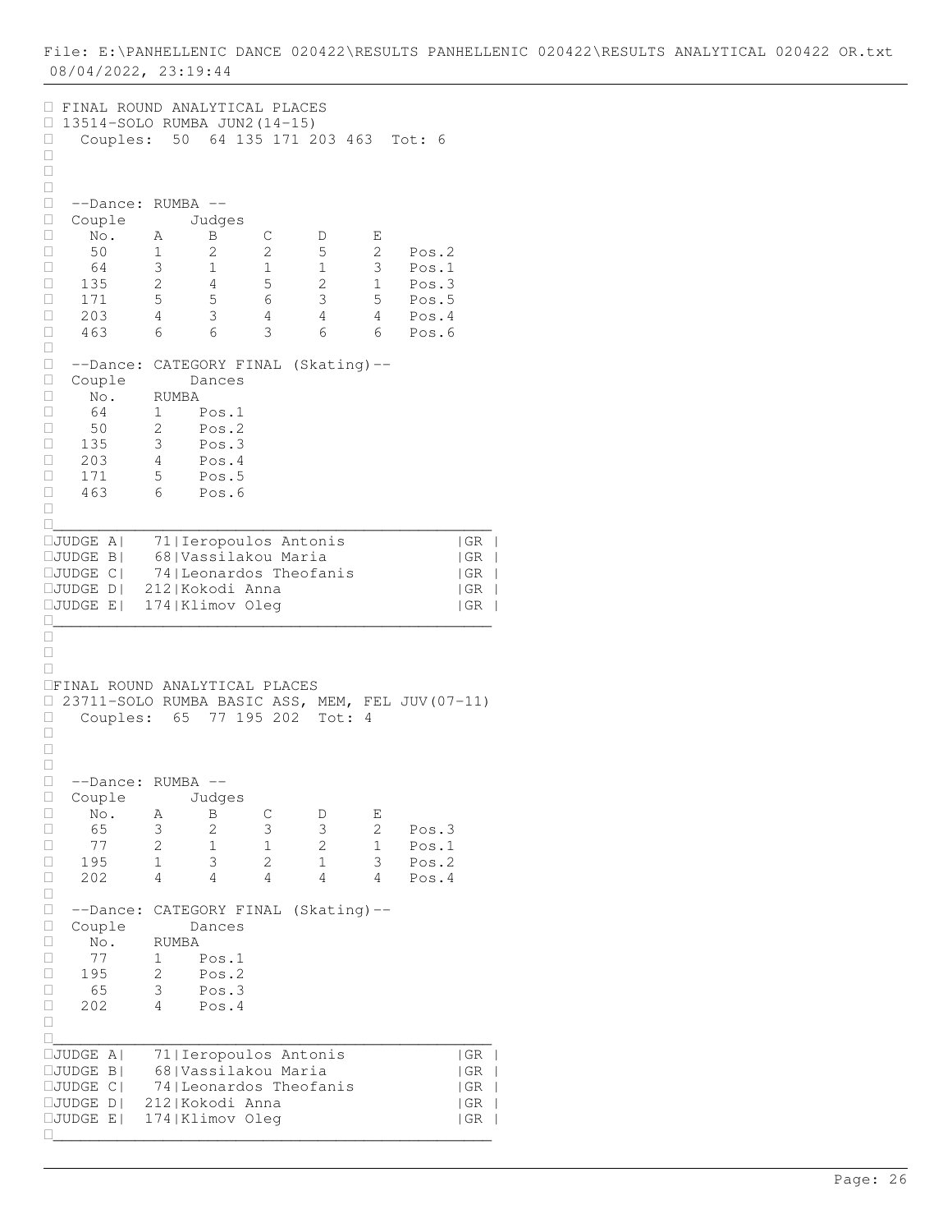File: E:\PANHELLENIC DANCE 020422\RESULTS PANHELLENIC 020422\RESULTS ANALYTICAL 020422 OR.txt
08/04/2022, 23:19:44

## FINAL ROUND ANALYTICAL PLACES

13514-SOLO RUMBA JUN2(14-15)

Couples: 50 64 135 171 203 463 Tot: 6

--Dance: RUMBA --

| Couple No. | A | B | C | D | E | |
|---|---|---|---|---|---|---|
| 50 | 1 | 2 | 2 | 5 | 2 | Pos.2 |
| 64 | 3 | 1 | 1 | 1 | 3 | Pos.1 |
| 135 | 2 | 4 | 5 | 2 | 1 | Pos.3 |
| 171 | 5 | 5 | 6 | 3 | 5 | Pos.5 |
| 203 | 4 | 3 | 4 | 4 | 4 | Pos.4 |
| 463 | 6 | 6 | 3 | 6 | 6 | Pos.6 |

--Dance: CATEGORY FINAL (Skating)--

| Couple No. | RUMBA | |
|---|---|---|
| 64 | 1 | Pos.1 |
| 50 | 2 | Pos.2 |
| 135 | 3 | Pos.3 |
| 203 | 4 | Pos.4 |
| 171 | 5 | Pos.5 |
| 463 | 6 | Pos.6 |

| Judge | No. | Name | Country |
|---|---|---|---|
| JUDGE A | 71 | Ieropoulos Antonis | GR |
| JUDGE B | 68 | Vassilakou Maria | GR |
| JUDGE C | 74 | Leonardos Theofanis | GR |
| JUDGE D | 212 | Kokodi Anna | GR |
| JUDGE E | 174 | Klimov Oleg | GR |

## FINAL ROUND ANALYTICAL PLACES

23711-SOLO RUMBA BASIC ASS, MEM, FEL JUV(07-11)

Couples: 65 77 195 202 Tot: 4

--Dance: RUMBA --

| Couple No. | A | B | C | D | E | |
|---|---|---|---|---|---|---|
| 65 | 3 | 2 | 3 | 3 | 2 | Pos.3 |
| 77 | 2 | 1 | 1 | 2 | 1 | Pos.1 |
| 195 | 1 | 3 | 2 | 1 | 3 | Pos.2 |
| 202 | 4 | 4 | 4 | 4 | 4 | Pos.4 |

--Dance: CATEGORY FINAL (Skating)--

| Couple No. | RUMBA | |
|---|---|---|
| 77 | 1 | Pos.1 |
| 195 | 2 | Pos.2 |
| 65 | 3 | Pos.3 |
| 202 | 4 | Pos.4 |

| Judge | No. | Name | Country |
|---|---|---|---|
| JUDGE A | 71 | Ieropoulos Antonis | GR |
| JUDGE B | 68 | Vassilakou Maria | GR |
| JUDGE C | 74 | Leonardos Theofanis | GR |
| JUDGE D | 212 | Kokodi Anna | GR |
| JUDGE E | 174 | Klimov Oleg | GR |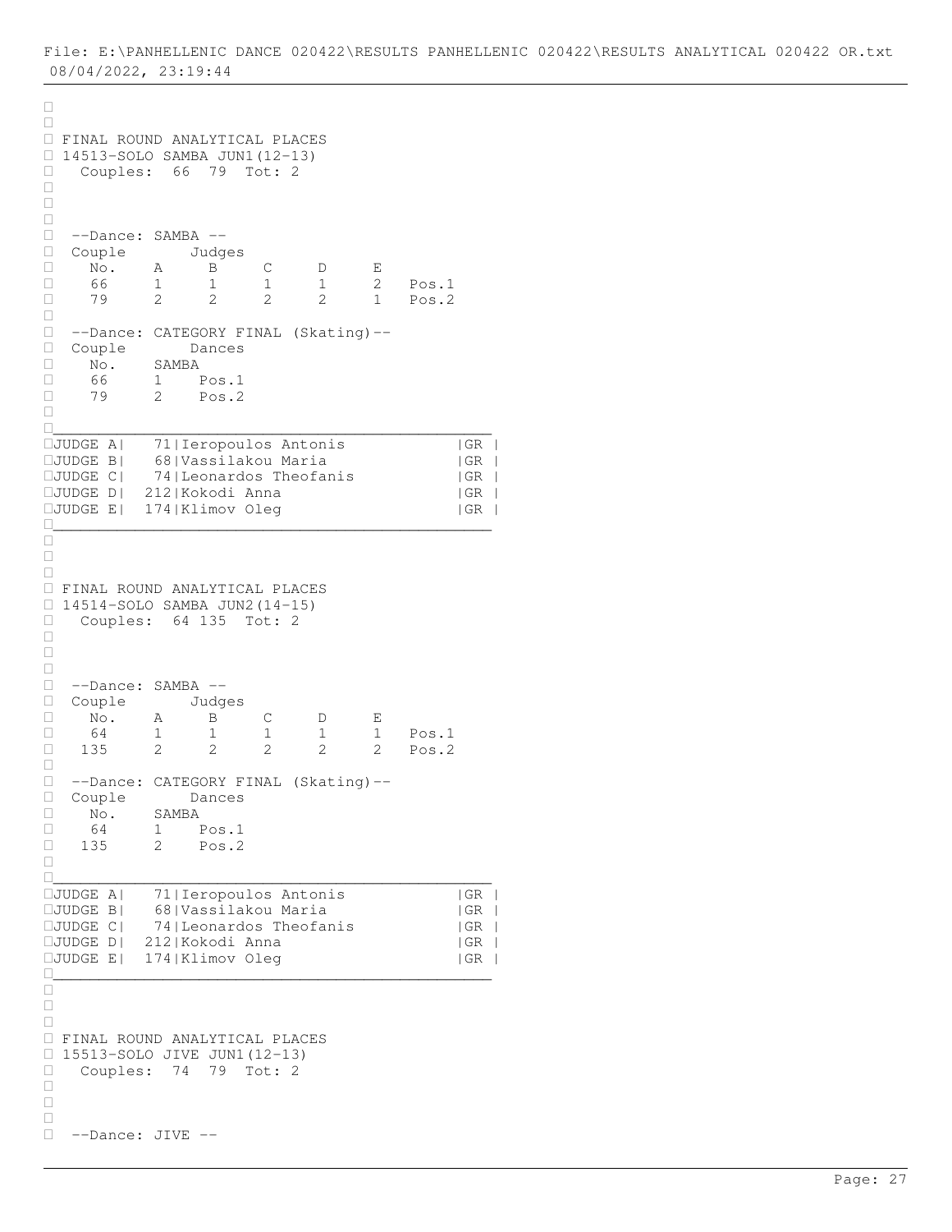File: E:\PANHELLENIC DANCE 020422\RESULTS PANHELLENIC 020422\RESULTS ANALYTICAL 020422 OR.txt
08/04/2022, 23:19:44

## FINAL ROUND ANALYTICAL PLACES

### 14513-SOLO SAMBA JUN1(12-13)

Couples: 66 79 Tot: 2

--Dance: SAMBA --

| Couple No. | A | B | C | D | E | |
|---|---|---|---|---|---|---|
| 66 | 1 | 1 | 1 | 1 | 2 | Pos.1 |
| 79 | 2 | 2 | 2 | 2 | 1 | Pos.2 |

--Dance: CATEGORY FINAL (Skating)--

| Couple No. | SAMBA | |
|---|---|---|
| 66 | 1 | Pos.1 |
| 79 | 2 | Pos.2 |

| Judge | No. | Name | Country |
|---|---|---|---|
| JUDGE A | 71 | Ieropoulos Antonis | GR |
| JUDGE B | 68 | Vassilakou Maria | GR |
| JUDGE C | 74 | Leonardos Theofanis | GR |
| JUDGE D | 212 | Kokodi Anna | GR |
| JUDGE E | 174 | Klimov Oleg | GR |

## FINAL ROUND ANALYTICAL PLACES

### 14514-SOLO SAMBA JUN2(14-15)

Couples: 64 135 Tot: 2

--Dance: SAMBA --

| Couple No. | A | B | C | D | E | |
|---|---|---|---|---|---|---|
| 64 | 1 | 1 | 1 | 1 | 1 | Pos.1 |
| 135 | 2 | 2 | 2 | 2 | 2 | Pos.2 |

--Dance: CATEGORY FINAL (Skating)--

| Couple No. | SAMBA | |
|---|---|---|
| 64 | 1 | Pos.1 |
| 135 | 2 | Pos.2 |

| Judge | No. | Name | Country |
|---|---|---|---|
| JUDGE A | 71 | Ieropoulos Antonis | GR |
| JUDGE B | 68 | Vassilakou Maria | GR |
| JUDGE C | 74 | Leonardos Theofanis | GR |
| JUDGE D | 212 | Kokodi Anna | GR |
| JUDGE E | 174 | Klimov Oleg | GR |

## FINAL ROUND ANALYTICAL PLACES

### 15513-SOLO JIVE JUN1(12-13)

Couples: 74 79 Tot: 2

--Dance: JIVE --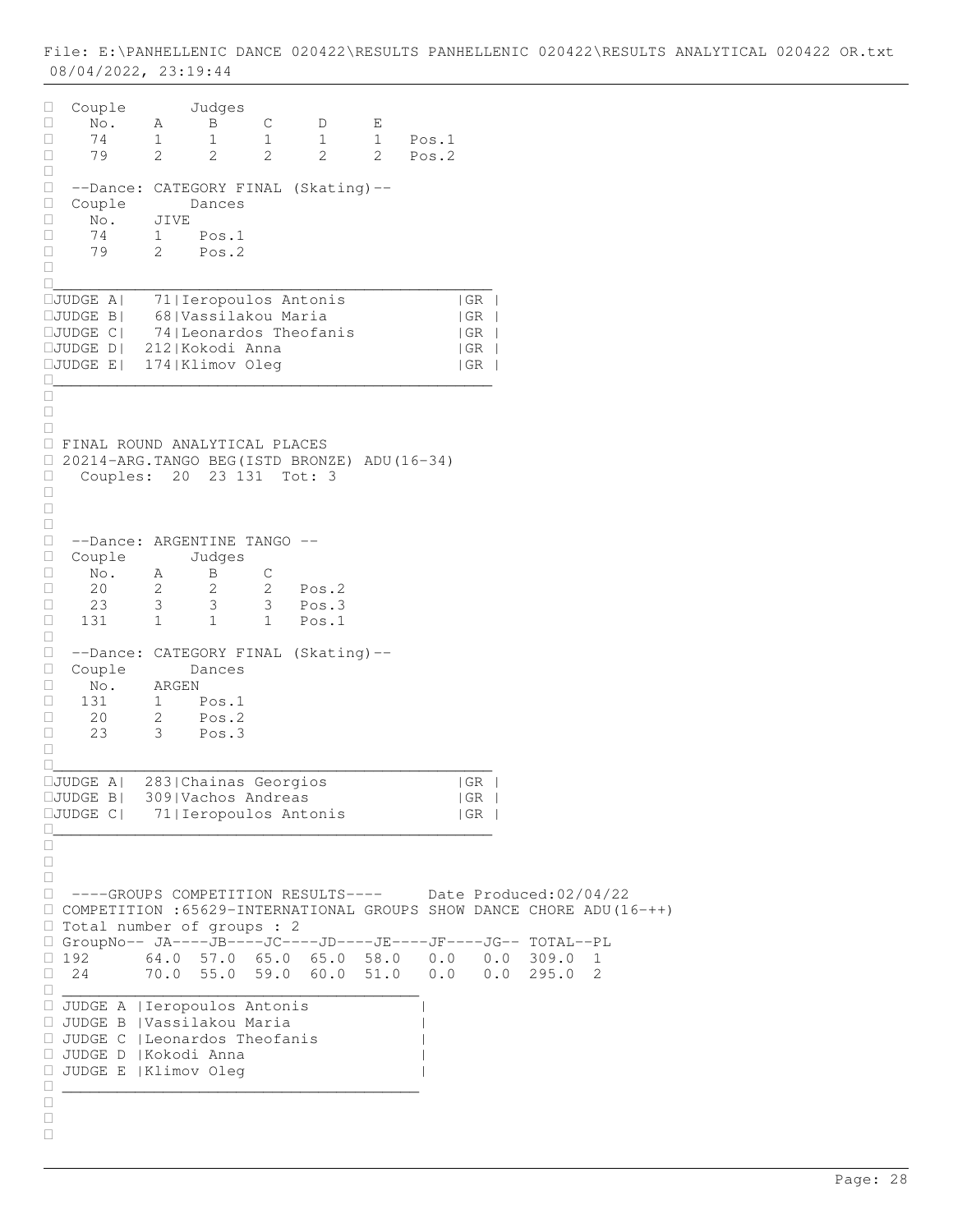| Couple No. | Judges A | B | C | D | E | |
|---|---|---|---|---|---|---|
| 74 | 1 | 1 | 1 | 1 | 1 | Pos.1 |
| 79 | 2 | 2 | 2 | 2 | 2 | Pos.2 |

--Dance: CATEGORY FINAL (Skating)--

| Couple No. | Dances JIVE | |
|---|---|---|
| 74 | 1 | Pos.1 |
| 79 | 2 | Pos.2 |

| | | | |
|---|---|---|---|
| JUDGE A | 71 | Ieropoulos Antonis | GR |
| JUDGE B | 68 | Vassilakou Maria | GR |
| JUDGE C | 74 | Leonardos Theofanis | GR |
| JUDGE D | 212 | Kokodi Anna | GR |
| JUDGE E | 174 | Klimov Oleg | GR |

FINAL ROUND ANALYTICAL PLACES
20214-ARG.TANGO BEG(ISTD BRONZE) ADU(16-34)
Couples: 20 23 131 Tot: 3

--Dance: ARGENTINE TANGO --

| Couple No. | Judges A | B | C | |
|---|---|---|---|---|
| 20 | 2 | 2 | 2 | Pos.2 |
| 23 | 3 | 3 | 3 | Pos.3 |
| 131 | 1 | 1 | 1 | Pos.1 |

--Dance: CATEGORY FINAL (Skating)--

| Couple No. | Dances ARGEN | |
|---|---|---|
| 131 | 1 | Pos.1 |
| 20 | 2 | Pos.2 |
| 23 | 3 | Pos.3 |

| | | | |
|---|---|---|---|
| JUDGE A | 283 | Chainas Georgios | GR |
| JUDGE B | 309 | Vachos Andreas | GR |
| JUDGE C | 71 | Ieropoulos Antonis | GR |

----GROUPS COMPETITION RESULTS---- Date Produced:02/04/22
COMPETITION :65629-INTERNATIONAL GROUPS SHOW DANCE CHORE ADU(16-++)
Total number of groups : 2

| GroupNo | JA | JB | JC | JD | JE | JF | JG | TOTAL | PL |
|---|---|---|---|---|---|---|---|---|---|
| 192 | 64.0 | 57.0 | 65.0 | 65.0 | 58.0 | 0.0 | 0.0 | 309.0 | 1 |
| 24 | 70.0 | 55.0 | 59.0 | 60.0 | 51.0 | 0.0 | 0.0 | 295.0 | 2 |

| | |
|---|---|
| JUDGE A | Ieropoulos Antonis |
| JUDGE B | Vassilakou Maria |
| JUDGE C | Leonardos Theofanis |
| JUDGE D | Kokodi Anna |
| JUDGE E | Klimov Oleg |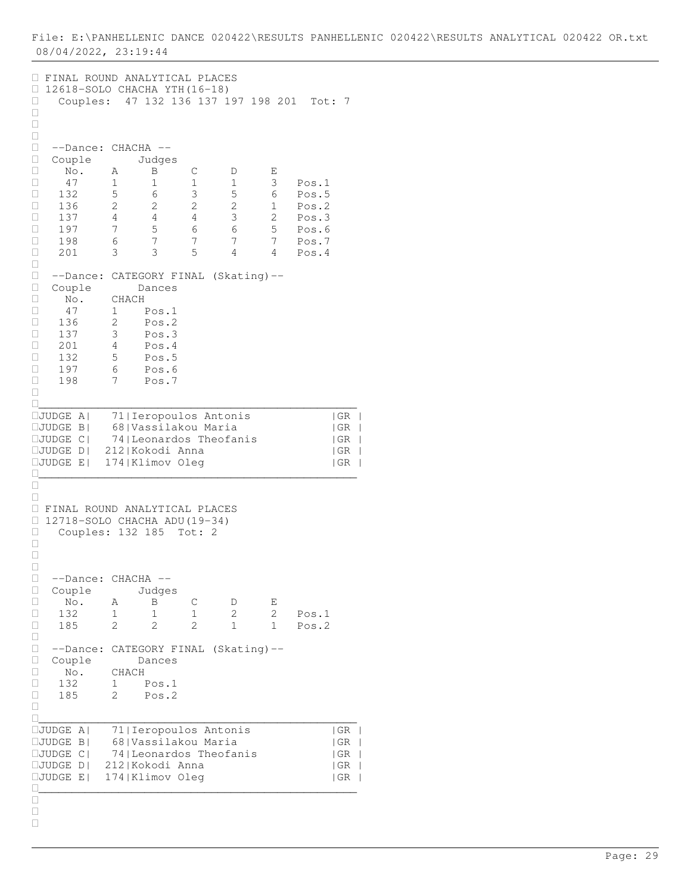File: E:\PANHELLENIC DANCE 020422\RESULTS PANHELLENIC 020422\RESULTS ANALYTICAL 020422 OR.txt
08/04/2022, 23:19:44

FINAL ROUND ANALYTICAL PLACES
12618-SOLO CHACHA YTH(16-18)
Couples: 47 132 136 137 197 198 201 Tot: 7

--Dance: CHACHA --

| Couple No. | A | B | C | D | E | |
|---|---|---|---|---|---|---|
| 47 | 1 | 1 | 1 | 1 | 3 | Pos.1 |
| 132 | 5 | 6 | 3 | 5 | 6 | Pos.5 |
| 136 | 2 | 2 | 2 | 2 | 1 | Pos.2 |
| 137 | 4 | 4 | 4 | 3 | 2 | Pos.3 |
| 197 | 7 | 5 | 6 | 6 | 5 | Pos.6 |
| 198 | 6 | 7 | 7 | 7 | 7 | Pos.7 |
| 201 | 3 | 3 | 5 | 4 | 4 | Pos.4 |

--Dance: CATEGORY FINAL (Skating)--

| Couple No. | CHACH | |
|---|---|---|
| 47 | 1 | Pos.1 |
| 136 | 2 | Pos.2 |
| 137 | 3 | Pos.3 |
| 201 | 4 | Pos.4 |
| 132 | 5 | Pos.5 |
| 197 | 6 | Pos.6 |
| 198 | 7 | Pos.7 |

| Judge | No. | Name | Country |
|---|---|---|---|
| JUDGE A | 71 | Ieropoulos Antonis | GR |
| JUDGE B | 68 | Vassilakou Maria | GR |
| JUDGE C | 74 | Leonardos Theofanis | GR |
| JUDGE D | 212 | Kokodi Anna | GR |
| JUDGE E | 174 | Klimov Oleg | GR |

FINAL ROUND ANALYTICAL PLACES
12718-SOLO CHACHA ADU(19-34)
Couples: 132 185 Tot: 2

--Dance: CHACHA --

| Couple No. | A | B | C | D | E | |
|---|---|---|---|---|---|---|
| 132 | 1 | 1 | 1 | 2 | 2 | Pos.1 |
| 185 | 2 | 2 | 2 | 1 | 1 | Pos.2 |

--Dance: CATEGORY FINAL (Skating)--

| Couple No. | CHACH | |
|---|---|---|
| 132 | 1 | Pos.1 |
| 185 | 2 | Pos.2 |

| Judge | No. | Name | Country |
|---|---|---|---|
| JUDGE A | 71 | Ieropoulos Antonis | GR |
| JUDGE B | 68 | Vassilakou Maria | GR |
| JUDGE C | 74 | Leonardos Theofanis | GR |
| JUDGE D | 212 | Kokodi Anna | GR |
| JUDGE E | 174 | Klimov Oleg | GR |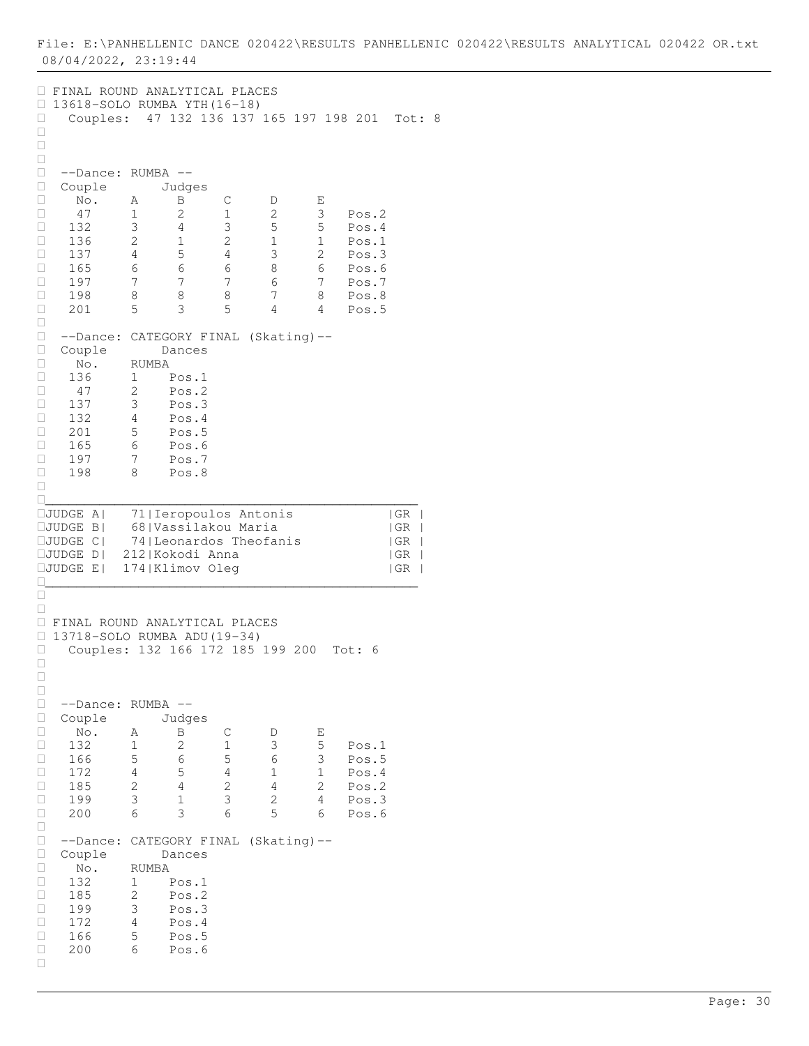File: E:\PANHELLENIC DANCE 020422\RESULTS PANHELLENIC 020422\RESULTS ANALYTICAL 020422 OR.txt
08/04/2022, 23:19:44

## FINAL ROUND ANALYTICAL PLACES

### 13618-SOLO RUMBA YTH(16-18)

Couples: 47 132 136 137 165 197 198 201 Tot: 8

--Dance: RUMBA --

| Couple No. | A | B | C | D | E | |
|---|---|---|---|---|---|---|
| 47 | 1 | 2 | 1 | 2 | 3 | Pos.2 |
| 132 | 3 | 4 | 3 | 5 | 5 | Pos.4 |
| 136 | 2 | 1 | 2 | 1 | 1 | Pos.1 |
| 137 | 4 | 5 | 4 | 3 | 2 | Pos.3 |
| 165 | 6 | 6 | 6 | 8 | 6 | Pos.6 |
| 197 | 7 | 7 | 7 | 6 | 7 | Pos.7 |
| 198 | 8 | 8 | 8 | 7 | 8 | Pos.8 |
| 201 | 5 | 3 | 5 | 4 | 4 | Pos.5 |

--Dance: CATEGORY FINAL (Skating)--

| Couple No. | RUMBA | |
|---|---|---|
| 136 | 1 | Pos.1 |
| 47 | 2 | Pos.2 |
| 137 | 3 | Pos.3 |
| 132 | 4 | Pos.4 |
| 201 | 5 | Pos.5 |
| 165 | 6 | Pos.6 |
| 197 | 7 | Pos.7 |
| 198 | 8 | Pos.8 |

| Judge | No. | Name | Country |
|---|---|---|---|
| JUDGE A | 71 | Ieropoulos Antonis | GR |
| JUDGE B | 68 | Vassilakou Maria | GR |
| JUDGE C | 74 | Leonardos Theofanis | GR |
| JUDGE D | 212 | Kokodi Anna | GR |
| JUDGE E | 174 | Klimov Oleg | GR |

## FINAL ROUND ANALYTICAL PLACES

### 13718-SOLO RUMBA ADU(19-34)

Couples: 132 166 172 185 199 200 Tot: 6

--Dance: RUMBA --

| Couple No. | A | B | C | D | E | |
|---|---|---|---|---|---|---|
| 132 | 1 | 2 | 1 | 3 | 5 | Pos.1 |
| 166 | 5 | 6 | 5 | 6 | 3 | Pos.5 |
| 172 | 4 | 5 | 4 | 1 | 1 | Pos.4 |
| 185 | 2 | 4 | 2 | 4 | 2 | Pos.2 |
| 199 | 3 | 1 | 3 | 2 | 4 | Pos.3 |
| 200 | 6 | 3 | 6 | 5 | 6 | Pos.6 |

--Dance: CATEGORY FINAL (Skating)--

| Couple No. | RUMBA | |
|---|---|---|
| 132 | 1 | Pos.1 |
| 185 | 2 | Pos.2 |
| 199 | 3 | Pos.3 |
| 172 | 4 | Pos.4 |
| 166 | 5 | Pos.5 |
| 200 | 6 | Pos.6 |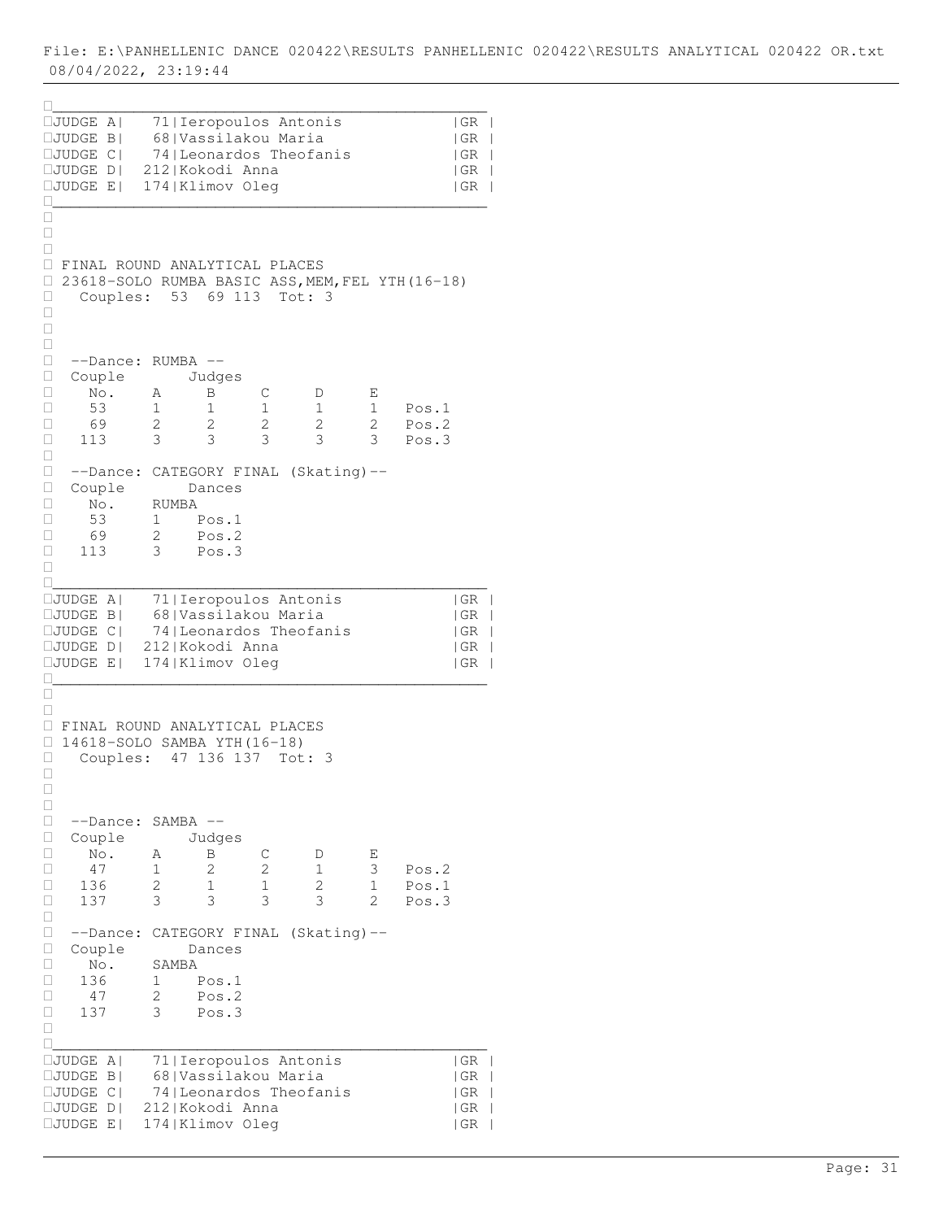File: E:\PANHELLENIC DANCE 020422\RESULTS PANHELLENIC 020422\RESULTS ANALYTICAL 020422 OR.txt
08/04/2022, 23:19:44

| Judge | No. | Name | Country |
|---|---|---|---|
| JUDGE A | 71 | Ieropoulos Antonis | GR |
| JUDGE B | 68 | Vassilakou Maria | GR |
| JUDGE C | 74 | Leonardos Theofanis | GR |
| JUDGE D | 212 | Kokodi Anna | GR |
| JUDGE E | 174 | Klimov Oleg | GR |

FINAL ROUND ANALYTICAL PLACES
23618-SOLO RUMBA BASIC ASS,MEM,FEL YTH(16-18)
Couples: 53 69 113 Tot: 3

--Dance: RUMBA --

| Couple No. | A | B | C | D | E | |
|---|---|---|---|---|---|---|
| 53 | 1 | 1 | 1 | 1 | 1 | Pos.1 |
| 69 | 2 | 2 | 2 | 2 | 2 | Pos.2 |
| 113 | 3 | 3 | 3 | 3 | 3 | Pos.3 |

--Dance: CATEGORY FINAL (Skating)--

| Couple No. | RUMBA | |
|---|---|---|
| 53 | 1 | Pos.1 |
| 69 | 2 | Pos.2 |
| 113 | 3 | Pos.3 |

| Judge | No. | Name | Country |
|---|---|---|---|
| JUDGE A | 71 | Ieropoulos Antonis | GR |
| JUDGE B | 68 | Vassilakou Maria | GR |
| JUDGE C | 74 | Leonardos Theofanis | GR |
| JUDGE D | 212 | Kokodi Anna | GR |
| JUDGE E | 174 | Klimov Oleg | GR |

FINAL ROUND ANALYTICAL PLACES
14618-SOLO SAMBA YTH(16-18)
Couples: 47 136 137 Tot: 3

--Dance: SAMBA --

| Couple No. | A | B | C | D | E | |
|---|---|---|---|---|---|---|
| 47 | 1 | 2 | 2 | 1 | 3 | Pos.2 |
| 136 | 2 | 1 | 1 | 2 | 1 | Pos.1 |
| 137 | 3 | 3 | 3 | 3 | 2 | Pos.3 |

--Dance: CATEGORY FINAL (Skating)--

| Couple No. | SAMBA | |
|---|---|---|
| 136 | 1 | Pos.1 |
| 47 | 2 | Pos.2 |
| 137 | 3 | Pos.3 |

| Judge | No. | Name | Country |
|---|---|---|---|
| JUDGE A | 71 | Ieropoulos Antonis | GR |
| JUDGE B | 68 | Vassilakou Maria | GR |
| JUDGE C | 74 | Leonardos Theofanis | GR |
| JUDGE D | 212 | Kokodi Anna | GR |
| JUDGE E | 174 | Klimov Oleg | GR |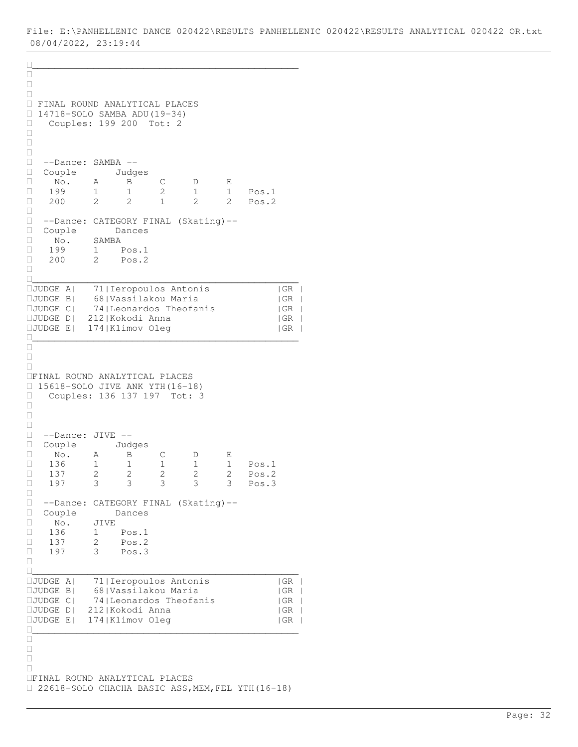File: E:\PANHELLENIC DANCE 020422\RESULTS PANHELLENIC 020422\RESULTS ANALYTICAL 020422 OR.txt
08/04/2022, 23:19:44

## FINAL ROUND ANALYTICAL PLACES

14718-SOLO SAMBA ADU(19-34)

Couples: 199 200 Tot: 2

--Dance: SAMBA --

| Couple No. | A | B | C | D | E | |
|---|---|---|---|---|---|---|
| 199 | 1 | 1 | 2 | 1 | 1 | Pos.1 |
| 200 | 2 | 2 | 1 | 2 | 2 | Pos.2 |

--Dance: CATEGORY FINAL (Skating)--

| Couple No. | SAMBA | |
|---|---|---|
| 199 | 1 | Pos.1 |
| 200 | 2 | Pos.2 |

| | | | |
|---|---|---|---|
| JUDGE A | 71 | Ieropoulos Antonis | GR |
| JUDGE B | 68 | Vassilakou Maria | GR |
| JUDGE C | 74 | Leonardos Theofanis | GR |
| JUDGE D | 212 | Kokodi Anna | GR |
| JUDGE E | 174 | Klimov Oleg | GR |

## FINAL ROUND ANALYTICAL PLACES

15618-SOLO JIVE ANK YTH(16-18)

Couples: 136 137 197 Tot: 3

--Dance: JIVE --

| Couple No. | A | B | C | D | E | |
|---|---|---|---|---|---|---|
| 136 | 1 | 1 | 1 | 1 | 1 | Pos.1 |
| 137 | 2 | 2 | 2 | 2 | 2 | Pos.2 |
| 197 | 3 | 3 | 3 | 3 | 3 | Pos.3 |

--Dance: CATEGORY FINAL (Skating)--

| Couple No. | JIVE | |
|---|---|---|
| 136 | 1 | Pos.1 |
| 137 | 2 | Pos.2 |
| 197 | 3 | Pos.3 |

| | | | |
|---|---|---|---|
| JUDGE A | 71 | Ieropoulos Antonis | GR |
| JUDGE B | 68 | Vassilakou Maria | GR |
| JUDGE C | 74 | Leonardos Theofanis | GR |
| JUDGE D | 212 | Kokodi Anna | GR |
| JUDGE E | 174 | Klimov Oleg | GR |

## FINAL ROUND ANALYTICAL PLACES

22618-SOLO CHACHA BASIC ASS,MEM,FEL YTH(16-18)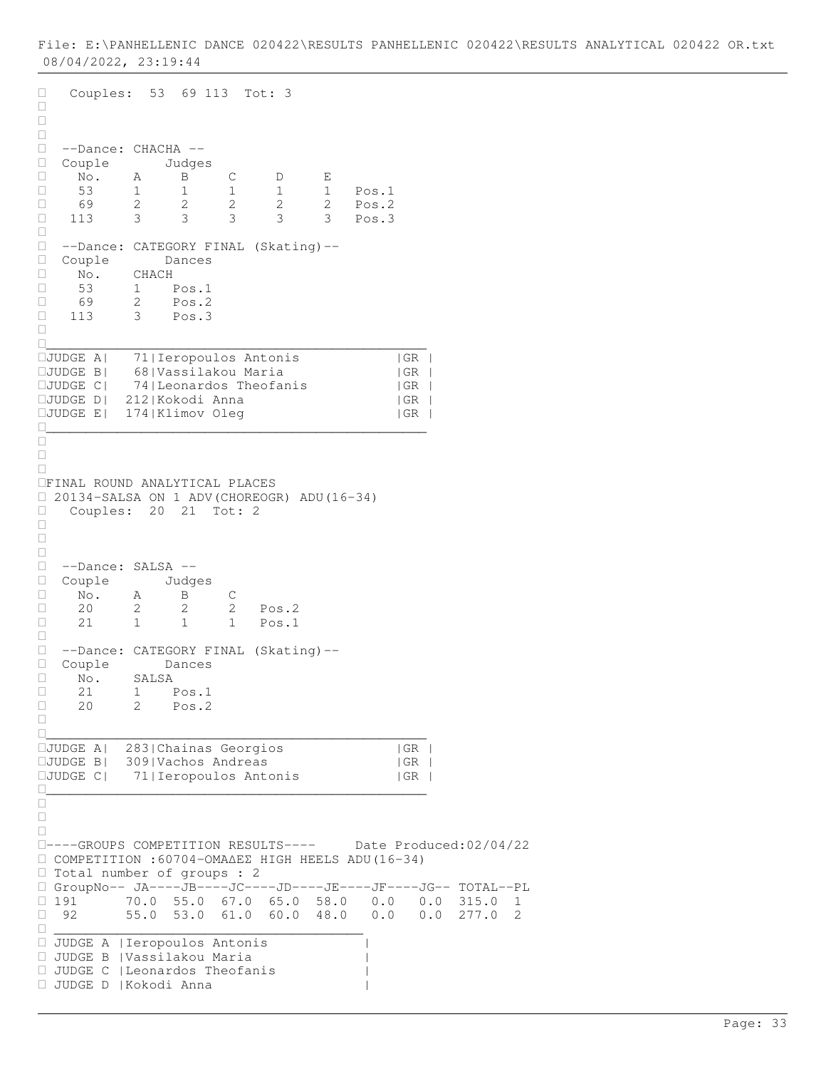Couples: 53 69 113 Tot: 3

--Dance: CHACHA --

| Couple No. | Judges A | B | C | D | E | |
|---|---|---|---|---|---|---|
| 53 | 1 | 1 | 1 | 1 | 1 | Pos.1 |
| 69 | 2 | 2 | 2 | 2 | 2 | Pos.2 |
| 113 | 3 | 3 | 3 | 3 | 3 | Pos.3 |

--Dance: CATEGORY FINAL (Skating)--

| Couple No. | Dances CHACH | |
|---|---|---|
| 53 | 1 | Pos.1 |
| 69 | 2 | Pos.2 |
| 113 | 3 | Pos.3 |

| JUDGE | No. | Name | Country |
|---|---|---|---|
| JUDGE A | 71 | Ieropoulos Antonis | GR |
| JUDGE B | 68 | Vassilakou Maria | GR |
| JUDGE C | 74 | Leonardos Theofanis | GR |
| JUDGE D | 212 | Kokodi Anna | GR |
| JUDGE E | 174 | Klimov Oleg | GR |

FINAL ROUND ANALYTICAL PLACES

20134-SALSA ON 1 ADV(CHOREOGR) ADU(16-34)

Couples: 20 21 Tot: 2

--Dance: SALSA --

| Couple No. | Judges A | B | C | |
|---|---|---|---|---|
| 20 | 2 | 2 | 2 | Pos.2 |
| 21 | 1 | 1 | 1 | Pos.1 |

--Dance: CATEGORY FINAL (Skating)--

| Couple No. | Dances SALSA | |
|---|---|---|
| 21 | 1 | Pos.1 |
| 20 | 2 | Pos.2 |

| JUDGE | No. | Name | Country |
|---|---|---|---|
| JUDGE A | 283 | Chainas Georgios | GR |
| JUDGE B | 309 | Vachos Andreas | GR |
| JUDGE C | 71 | Ieropoulos Antonis | GR |

----GROUPS COMPETITION RESULTS---- Date Produced:02/04/22

COMPETITION :60704-ΟΜΑΔΕΣ HIGH HEELS ADU(16-34)

Total number of groups : 2

| GroupNo | JA | JB | JC | JD | JE | JF | JG | TOTAL | PL |
|---|---|---|---|---|---|---|---|---|---|
| 191 | 70.0 | 55.0 | 67.0 | 65.0 | 58.0 | 0.0 | 0.0 | 315.0 | 1 |
| 92 | 55.0 | 53.0 | 61.0 | 60.0 | 48.0 | 0.0 | 0.0 | 277.0 | 2 |

| JUDGE | Name |
|---|---|
| JUDGE A | Ieropoulos Antonis |
| JUDGE B | Vassilakou Maria |
| JUDGE C | Leonardos Theofanis |
| JUDGE D | Kokodi Anna |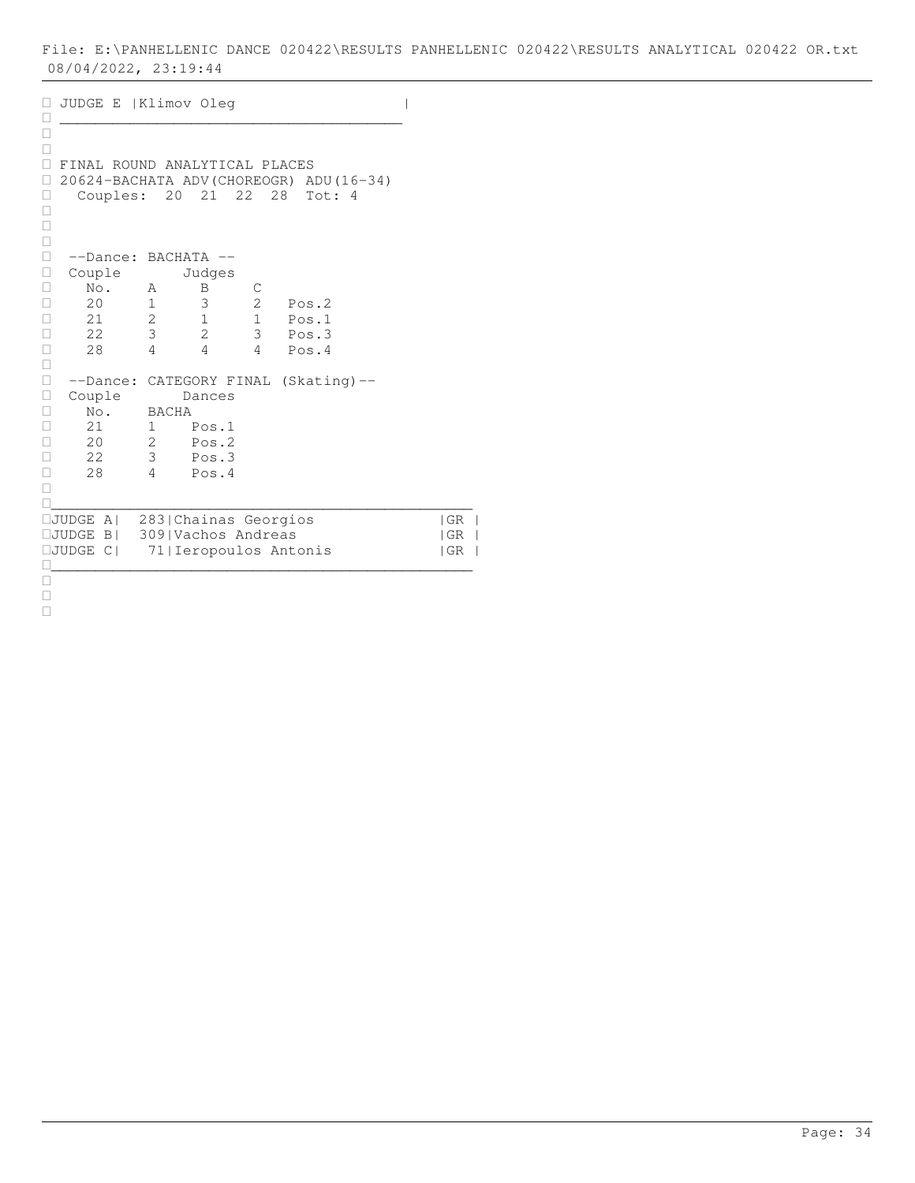JUDGE E |Klimov Oleg |

FINAL ROUND ANALYTICAL PLACES
20624-BACHATA ADV(CHOREOGR) ADU(16-34)
Couples: 20 21 22 28 Tot: 4

--Dance: BACHATA --

| Couple No. | A | B | C | |
|---|---|---|---|---|
| 20 | 1 | 3 | 2 | Pos.2 |
| 21 | 2 | 1 | 1 | Pos.1 |
| 22 | 3 | 2 | 3 | Pos.3 |
| 28 | 4 | 4 | 4 | Pos.4 |

--Dance: CATEGORY FINAL (Skating)--

| Couple No. | BACHA | |
|---|---|---|
| 21 | 1 | Pos.1 |
| 20 | 2 | Pos.2 |
| 22 | 3 | Pos.3 |
| 28 | 4 | Pos.4 |

| | | | |
|---|---|---|---|
| JUDGE A | 283 | Chainas Georgios | GR |
| JUDGE B | 309 | Vachos Andreas | GR |
| JUDGE C | 71 | Ieropoulos Antonis | GR |